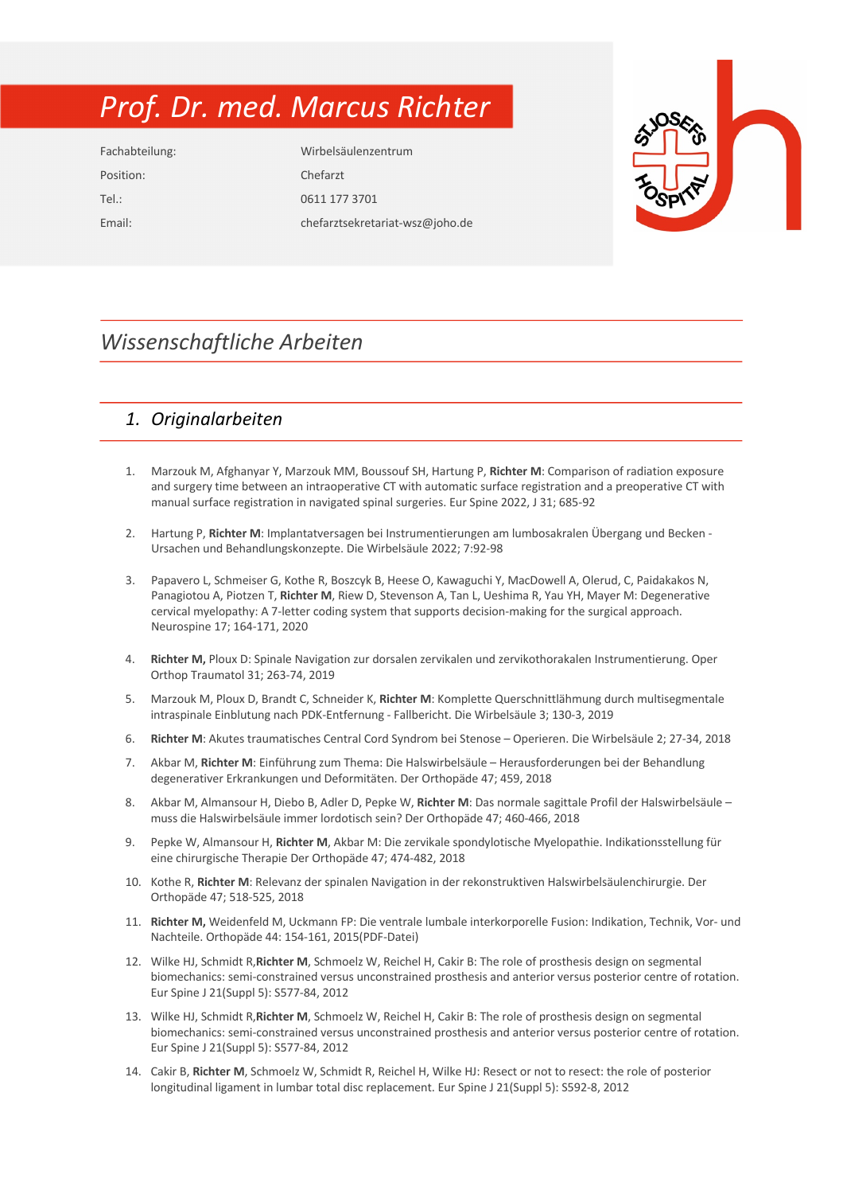# Prof. Dr. med. Marcus Richter

| | |
|---|---|
| Fachabteilung: | Wirbelsäulenzentrum |
| Position: | Chefarzt |
| Tel.: | 0611 177 3701 |
| Email: | chefarztsekretariat-wsz@joho.de |

## Wissenschaftliche Arbeiten

### 1. Originalarbeiten

1. Marzouk M, Afghanyar Y, Marzouk MM, Boussouf SH, Hartung P, **Richter M**: Comparison of radiation exposure and surgery time between an intraoperative CT with automatic surface registration and a preoperative CT with manual surface registration in navigated spinal surgeries. Eur Spine 2022, J 31; 685-92
2. Hartung P, **Richter M**: Implantatversagen bei Instrumentierungen am lumbosakralen Übergang und Becken - Ursachen und Behandlungskonzepte. Die Wirbelsäule 2022; 7:92-98
3. Papavero L, Schmeiser G, Kothe R, Boszcyk B, Heese O, Kawaguchi Y, MacDowell A, Olerud, C, Paidakakos N, Panagiotou A, Piotzen T, **Richter M**, Riew D, Stevenson A, Tan L, Ueshima R, Yau YH, Mayer M: Degenerative cervical myelopathy: A 7-letter coding system that supports decision-making for the surgical approach. Neurospine 17; 164-171, 2020
4. **Richter M,** Ploux D: Spinale Navigation zur dorsalen zervikalen und zervikothorakalen Instrumentierung. Oper Orthop Traumatol 31; 263-74, 2019
5. Marzouk M, Ploux D, Brandt C, Schneider K, **Richter M**: Komplette Querschnittlähmung durch multisegmentale intraspinale Einblutung nach PDK-Entfernung - Fallbericht. Die Wirbelsäule 3; 130-3, 2019
6. **Richter M**: Akutes traumatisches Central Cord Syndrom bei Stenose – Operieren. Die Wirbelsäule 2; 27-34, 2018
7. Akbar M, **Richter M**: Einführung zum Thema: Die Halswirbelsäule – Herausforderungen bei der Behandlung degenerativer Erkrankungen und Deformitäten. Der Orthopäde 47; 459, 2018
8. Akbar M, Almansour H, Diebo B, Adler D, Pepke W, **Richter M**: Das normale sagittale Profil der Halswirbelsäule – muss die Halswirbelsäule immer lordotisch sein? Der Orthopäde 47; 460-466, 2018
9. Pepke W, Almansour H, **Richter M**, Akbar M: Die zervikale spondylotische Myelopathie. Indikationsstellung für eine chirurgische Therapie Der Orthopäde 47; 474-482, 2018
10. Kothe R, **Richter M**: Relevanz der spinalen Navigation in der rekonstruktiven Halswirbelsäulenchirurgie. Der Orthopäde 47; 518-525, 2018
11. **Richter M,** Weidenfeld M, Uckmann FP: Die ventrale lumbale interkorporelle Fusion: Indikation, Technik, Vor- und Nachteile. Orthopäde 44: 154-161, 2015(PDF-Datei)
12. Wilke HJ, Schmidt R,**Richter M**, Schmoelz W, Reichel H, Cakir B: The role of prosthesis design on segmental biomechanics: semi-constrained versus unconstrained prosthesis and anterior versus posterior centre of rotation. Eur Spine J 21(Suppl 5): S577-84, 2012
13. Wilke HJ, Schmidt R,**Richter M**, Schmoelz W, Reichel H, Cakir B: The role of prosthesis design on segmental biomechanics: semi-constrained versus unconstrained prosthesis and anterior versus posterior centre of rotation. Eur Spine J 21(Suppl 5): S577-84, 2012
14. Cakir B, **Richter M**, Schmoelz W, Schmidt R, Reichel H, Wilke HJ: Resect or not to resect: the role of posterior longitudinal ligament in lumbar total disc replacement. Eur Spine J 21(Suppl 5): S592-8, 2012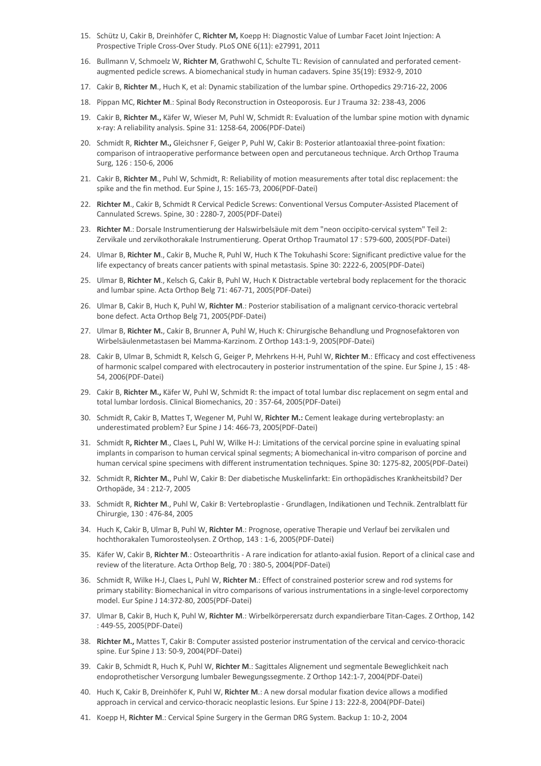15. Schütz U, Cakir B, Dreinhöfer C, **Richter M,** Koepp H: Diagnostic Value of Lumbar Facet Joint Injection: A Prospective Triple Cross-Over Study. PLoS ONE 6(11): e27991, 2011

16. Bullmann V, Schmoelz W, **Richter M**, Grathwohl C, Schulte TL: Revision of cannulated and perforated cement-augmented pedicle screws. A biomechanical study in human cadavers. Spine 35(19): E932-9, 2010

17. Cakir B, **Richter M**., Huch K, et al: Dynamic stabilization of the lumbar spine. Orthopedics 29:716-22, 2006

18. Pippan MC, **Richter M**.: Spinal Body Reconstruction in Osteoporosis. Eur J Trauma 32: 238-43, 2006

19. Cakir B, **Richter M.,** Käfer W, Wieser M, Puhl W, Schmidt R: Evaluation of the lumbar spine motion with dynamic x-ray: A reliability analysis. Spine 31: 1258-64, 2006(PDF-Datei)

20. Schmidt R, **Richter M.,** Gleichsner F, Geiger P, Puhl W, Cakir B: Posterior atlantoaxial three-point fixation: comparison of intraoperative performance between open and percutaneous technique. Arch Orthop Trauma Surg, 126 : 150-6, 2006

21. Cakir B, **Richter M**., Puhl W, Schmidt, R: Reliability of motion measurements after total disc replacement: the spike and the fin method. Eur Spine J, 15: 165-73, 2006(PDF-Datei)

22. **Richter M**., Cakir B, Schmidt R Cervical Pedicle Screws: Conventional Versus Computer-Assisted Placement of Cannulated Screws. Spine, 30 : 2280-7, 2005(PDF-Datei)

23. **Richter M**.: Dorsale Instrumentierung der Halswirbelsäule mit dem "neon occipito-cervical system" Teil 2: Zervikale und zervikothorakale Instrumentierung. Operat Orthop Traumatol 17 : 579-600, 2005(PDF-Datei)

24. Ulmar B, **Richter M**., Cakir B, Muche R, Puhl W, Huch K The Tokuhashi Score: Significant predictive value for the life expectancy of breats cancer patients with spinal metastasis. Spine 30: 2222-6, 2005(PDF-Datei)

25. Ulmar B, **Richter M**., Kelsch G, Cakir B, Puhl W, Huch K Distractable vertebral body replacement for the thoracic and lumbar spine. Acta Orthop Belg 71: 467-71, 2005(PDF-Datei)

26. Ulmar B, Cakir B, Huch K, Puhl W, **Richter M**.: Posterior stabilisation of a malignant cervico-thoracic vertebral bone defect. Acta Orthop Belg 71, 2005(PDF-Datei)

27. Ulmar B, **Richter M.,** Cakir B, Brunner A, Puhl W, Huch K: Chirurgische Behandlung und Prognosefakoren von Wirbelsäulenmetastasen bei Mamma-Karzinom. Z Orthop 143:1-9, 2005(PDF-Datei)

28. Cakir B, Ulmar B, Schmidt R, Kelsch G, Geiger P, Mehrkens H-H, Puhl W, **Richter M**.: Efficacy and cost effectiveness of harmonic scalpel compared with electrocautery in posterior instrumentation of the spine. Eur Spine J, 15 : 48-54, 2006(PDF-Datei)

29. Cakir B, **Richter M.,** Käfer W, Puhl W, Schmidt R: the impact of total lumbar disc replacement on segm ental and total lumbar lordosis. Clinical Biomechanics, 20 : 357-64, 2005(PDF-Datei)

30. Schmidt R, Cakir B, Mattes T, Wegener M, Puhl W, **Richter M.:** Cement leakage during vertebroplasty: an underestimated problem? Eur Spine J 14: 466-73, 2005(PDF-Datei)

31. Schmidt R**, Richter M**., Claes L, Puhl W, Wilke H-J: Limitations of the cervical porcine spine in evaluating spinal implants in comparison to human cervical spinal segments; A biomechanical in-vitro comparison of porcine and human cervical spine specimens with different instrumentation techniques. Spine 30: 1275-82, 2005(PDF-Datei)

32. Schmidt R, **Richter M.**, Puhl W, Cakir B: Der diabetische Muskelinfarkt: Ein orthopädisches Krankheitsbild? Der Orthopäde, 34 : 212-7, 2005

33. Schmidt R, **Richter M**., Puhl W, Cakir B: Vertebroplastie - Grundlagen, Indikationen und Technik. Zentralblatt für Chirurgie, 130 : 476-84, 2005

34. Huch K, Cakir B, Ulmar B, Puhl W, **Richter M**.: Prognose, operative Therapie und Verlauf bei zervikalen und hochthorakalen Tumorosteolysen. Z Orthop, 143 : 1-6, 2005(PDF-Datei)

35. Käfer W, Cakir B, **Richter M**.: Osteoarthritis - A rare indication for atlanto-axial fusion. Report of a clinical case and review of the literature. Acta Orthop Belg, 70 : 380-5, 2004(PDF-Datei)

36. Schmidt R, Wilke H-J, Claes L, Puhl W, **Richter M**.: Effect of constrained posterior screw and rod systems for primary stability: Biomechanical in vitro comparisons of various instrumentations in a single-level corporectomy model. Eur Spine J 14:372-80, 2005(PDF-Datei)

37. Ulmar B, Cakir B, Huch K, Puhl W, **Richter M**.: Wirbelkörperersatz durch expandierbare Titan-Cages. Z Orthop, 142 : 449-55, 2005(PDF-Datei)

38. **Richter M.,** Mattes T, Cakir B: Computer assisted posterior instrumentation of the cervical and cervico-thoracic spine. Eur Spine J 13: 50-9, 2004(PDF-Datei)

39. Cakir B, Schmidt R, Huch K, Puhl W, **Richter M**.: Sagittales Alignement und segmentale Beweglichkeit nach endoprothetischer Versorgung lumbaler Bewegungssegmente. Z Orthop 142:1-7, 2004(PDF-Datei)

40. Huch K, Cakir B, Dreinhöfer K, Puhl W, **Richter M**.: A new dorsal modular fixation device allows a modified approach in cervical and cervico-thoracic neoplastic lesions. Eur Spine J 13: 222-8, 2004(PDF-Datei)

41. Koepp H, **Richter M**.: Cervical Spine Surgery in the German DRG System. Backup 1: 10-2, 2004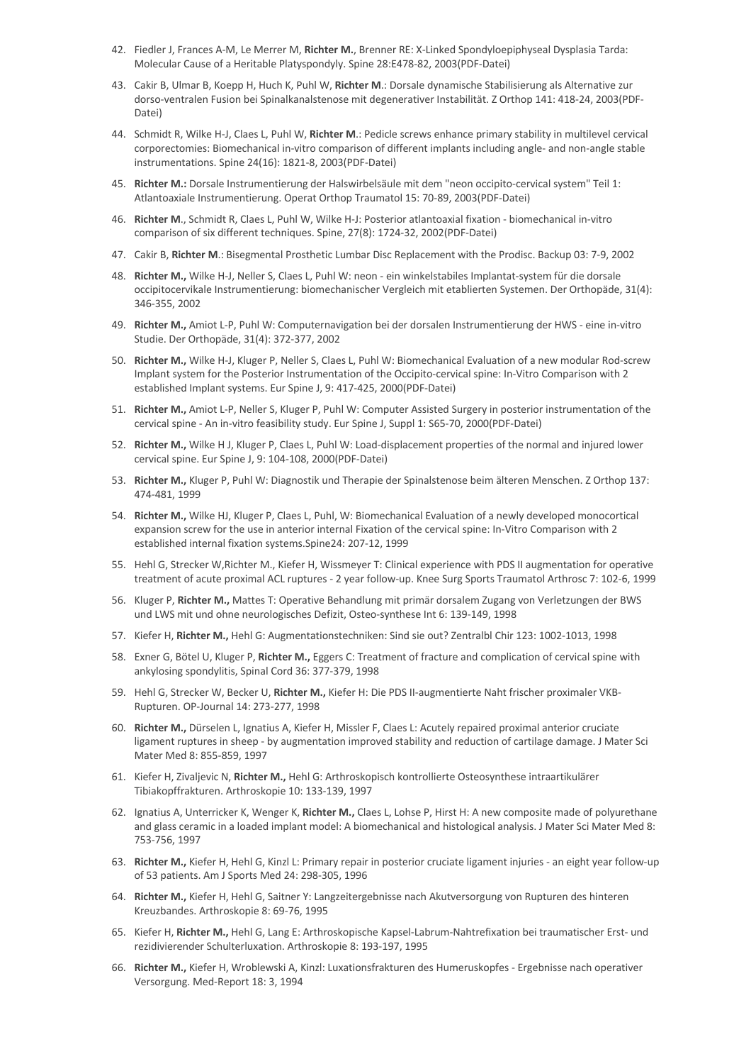42. Fiedler J, Frances A-M, Le Merrer M, **Richter M.**, Brenner RE: X-Linked Spondyloepiphyseal Dysplasia Tarda: Molecular Cause of a Heritable Platyspondyly. Spine 28:E478-82, 2003(PDF-Datei)
43. Cakir B, Ulmar B, Koepp H, Huch K, Puhl W, **Richter M**.: Dorsale dynamische Stabilisierung als Alternative zur dorso-ventralen Fusion bei Spinalkanalstenose mit degenerativer Instabilität. Z Orthop 141: 418-24, 2003(PDF-Datei)
44. Schmidt R, Wilke H-J, Claes L, Puhl W, **Richter M**.: Pedicle screws enhance primary stability in multilevel cervical corporectomies: Biomechanical in-vitro comparison of different implants including angle- and non-angle stable instrumentations. Spine 24(16): 1821-8, 2003(PDF-Datei)
45. **Richter M.:** Dorsale Instrumentierung der Halswirbelsäule mit dem "neon occipito-cervical system" Teil 1: Atlantoaxiale Instrumentierung. Operat Orthop Traumatol 15: 70-89, 2003(PDF-Datei)
46. **Richter M**., Schmidt R, Claes L, Puhl W, Wilke H-J: Posterior atlantoaxial fixation - biomechanical in-vitro comparison of six different techniques. Spine, 27(8): 1724-32, 2002(PDF-Datei)
47. Cakir B, **Richter M**.: Bisegmental Prosthetic Lumbar Disc Replacement with the Prodisc. Backup 03: 7-9, 2002
48. **Richter M.,** Wilke H-J, Neller S, Claes L, Puhl W: neon - ein winkelstabiles Implantat-system für die dorsale occipitocervikale Instrumentierung: biomechanischer Vergleich mit etablierten Systemen. Der Orthopäde, 31(4): 346-355, 2002
49. **Richter M.,** Amiot L-P, Puhl W: Computernavigation bei der dorsalen Instrumentierung der HWS - eine in-vitro Studie. Der Orthopäde, 31(4): 372-377, 2002
50. **Richter M.,** Wilke H-J, Kluger P, Neller S, Claes L, Puhl W: Biomechanical Evaluation of a new modular Rod-screw Implant system for the Posterior Instrumentation of the Occipito-cervical spine: In-Vitro Comparison with 2 established Implant systems. Eur Spine J, 9: 417-425, 2000(PDF-Datei)
51. **Richter M.,** Amiot L-P, Neller S, Kluger P, Puhl W: Computer Assisted Surgery in posterior instrumentation of the cervical spine - An in-vitro feasibility study. Eur Spine J, Suppl 1: S65-70, 2000(PDF-Datei)
52. **Richter M.,** Wilke H J, Kluger P, Claes L, Puhl W: Load-displacement properties of the normal and injured lower cervical spine. Eur Spine J, 9: 104-108, 2000(PDF-Datei)
53. **Richter M.,** Kluger P, Puhl W: Diagnostik und Therapie der Spinalstenose beim älteren Menschen. Z Orthop 137: 474-481, 1999
54. **Richter M.,** Wilke HJ, Kluger P, Claes L, Puhl, W: Biomechanical Evaluation of a newly developed monocortical expansion screw for the use in anterior internal Fixation of the cervical spine: In-Vitro Comparison with 2 established internal fixation systems.Spine24: 207-12, 1999
55. Hehl G, Strecker W,Richter M., Kiefer H, Wissmeyer T: Clinical experience with PDS II augmentation for operative treatment of acute proximal ACL ruptures - 2 year follow-up. Knee Surg Sports Traumatol Arthrosc 7: 102-6, 1999
56. Kluger P, **Richter M.,** Mattes T: Operative Behandlung mit primär dorsalem Zugang von Verletzungen der BWS und LWS mit und ohne neurologisches Defizit, Osteo-synthese Int 6: 139-149, 1998
57. Kiefer H, **Richter M.,** Hehl G: Augmentationstechniken: Sind sie out? Zentralbl Chir 123: 1002-1013, 1998
58. Exner G, Bötel U, Kluger P, **Richter M.,** Eggers C: Treatment of fracture and complication of cervical spine with ankylosing spondylitis, Spinal Cord 36: 377-379, 1998
59. Hehl G, Strecker W, Becker U, **Richter M.,** Kiefer H: Die PDS II-augmentierte Naht frischer proximaler VKB-Rupturen. OP-Journal 14: 273-277, 1998
60. **Richter M.,** Dürselen L, Ignatius A, Kiefer H, Missler F, Claes L: Acutely repaired proximal anterior cruciate ligament ruptures in sheep - by augmentation improved stability and reduction of cartilage damage. J Mater Sci Mater Med 8: 855-859, 1997
61. Kiefer H, Zivaljevic N, **Richter M.,** Hehl G: Arthroskopisch kontrollierte Osteosynthese intraartikulärer Tibiakopffrakturen. Arthroskopie 10: 133-139, 1997
62. Ignatius A, Unterricker K, Wenger K, **Richter M.,** Claes L, Lohse P, Hirst H: A new composite made of polyurethane and glass ceramic in a loaded implant model: A biomechanical and histological analysis. J Mater Sci Mater Med 8: 753-756, 1997
63. **Richter M.,** Kiefer H, Hehl G, Kinzl L: Primary repair in posterior cruciate ligament injuries - an eight year follow-up of 53 patients. Am J Sports Med 24: 298-305, 1996
64. **Richter M.,** Kiefer H, Hehl G, Saitner Y: Langzeitergebnisse nach Akutversorgung von Rupturen des hinteren Kreuzbandes. Arthroskopie 8: 69-76, 1995
65. Kiefer H, **Richter M.,** Hehl G, Lang E: Arthroskopische Kapsel-Labrum-Nahtrefixation bei traumatischer Erst- und rezidivierender Schulterluxation. Arthroskopie 8: 193-197, 1995
66. **Richter M.,** Kiefer H, Wroblewski A, Kinzl: Luxationsfrakturen des Humeruskopfes - Ergebnisse nach operativer Versorgung. Med-Report 18: 3, 1994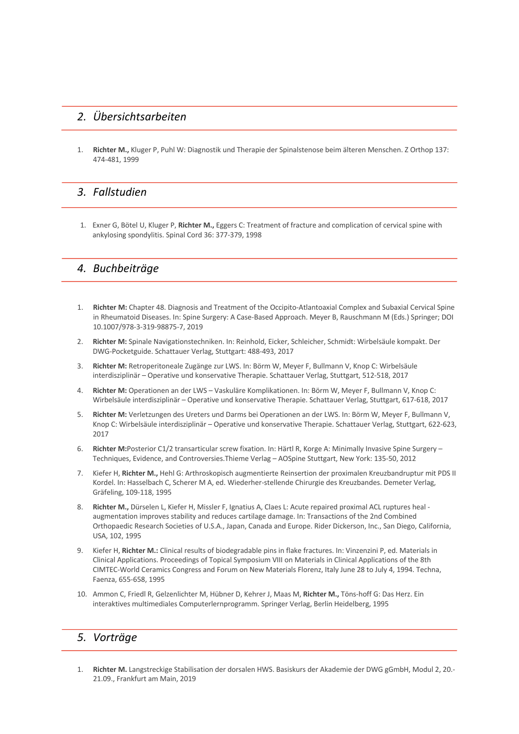## *2. Übersichtsarbeiten*

1. **Richter M.,** Kluger P, Puhl W: Diagnostik und Therapie der Spinalstenose beim älteren Menschen. Z Orthop 137: 474-481, 1999

## *3. Fallstudien*

1. Exner G, Bötel U, Kluger P, **Richter M.,** Eggers C: Treatment of fracture and complication of cervical spine with ankylosing spondylitis. Spinal Cord 36: 377-379, 1998

## *4. Buchbeiträge*

1. **Richter M:** Chapter 48. Diagnosis and Treatment of the Occipito-Atlantoaxial Complex and Subaxial Cervical Spine in Rheumatoid Diseases. In: Spine Surgery: A Case-Based Approach. Meyer B, Rauschmann M (Eds.) Springer; DOI 10.1007/978-3-319-98875-7, 2019
2. **Richter M:** Spinale Navigationstechniken. In: Reinhold, Eicker, Schleicher, Schmidt: Wirbelsäule kompakt. Der DWG-Pocketguide. Schattauer Verlag, Stuttgart: 488-493, 2017
3. **Richter M:** Retroperitoneale Zugänge zur LWS. In: Börm W, Meyer F, Bullmann V, Knop C: Wirbelsäule interdisziplinär – Operative und konservative Therapie. Schattauer Verlag, Stuttgart, 512-518, 2017
4. **Richter M:** Operationen an der LWS – Vaskuläre Komplikationen. In: Börm W, Meyer F, Bullmann V, Knop C: Wirbelsäule interdisziplinär – Operative und konservative Therapie. Schattauer Verlag, Stuttgart, 617-618, 2017
5. **Richter M:** Verletzungen des Ureters und Darms bei Operationen an der LWS. In: Börm W, Meyer F, Bullmann V, Knop C: Wirbelsäule interdisziplinär – Operative und konservative Therapie. Schattauer Verlag, Stuttgart, 622-623, 2017
6. **Richter M:**Posterior C1/2 transarticular screw fixation. In: Härtl R, Korge A: Minimally Invasive Spine Surgery – Techniques, Evidence, and Controversies.Thieme Verlag – AOSpine Stuttgart, New York: 135-50, 2012
7. Kiefer H, **Richter M.,** Hehl G: Arthroskopisch augmentierte Reinsertion der proximalen Kreuzbandruptur mit PDS II Kordel. In: Hasselbach C, Scherer M A, ed. Wiederher-stellende Chirurgie des Kreuzbandes. Demeter Verlag, Gräfeling, 109-118, 1995
8. **Richter M.,** Dürselen L, Kiefer H, Missler F, Ignatius A, Claes L: Acute repaired proximal ACL ruptures heal - augmentation improves stability and reduces cartilage damage. In: Transactions of the 2nd Combined Orthopaedic Research Societies of U.S.A., Japan, Canada and Europe. Rider Dickerson, Inc., San Diego, California, USA, 102, 1995
9. Kiefer H, **Richter M.:** Clinical results of biodegradable pins in flake fractures. In: Vinzenzini P, ed. Materials in Clinical Applications. Proceedings of Topical Symposium VIII on Materials in Clinical Applications of the 8th CIMTEC-World Ceramics Congress and Forum on New Materials Florenz, Italy June 28 to July 4, 1994. Techna, Faenza, 655-658, 1995
10. Ammon C, Friedl R, Gelzenlichter M, Hübner D, Kehrer J, Maas M, **Richter M.,** Töns-hoff G: Das Herz. Ein interaktives multimediales Computerlernprogramm. Springer Verlag, Berlin Heidelberg, 1995

## *5. Vorträge*

1. **Richter M.** Langstreckige Stabilisation der dorsalen HWS. Basiskurs der Akademie der DWG gGmbH, Modul 2, 20.-21.09., Frankfurt am Main, 2019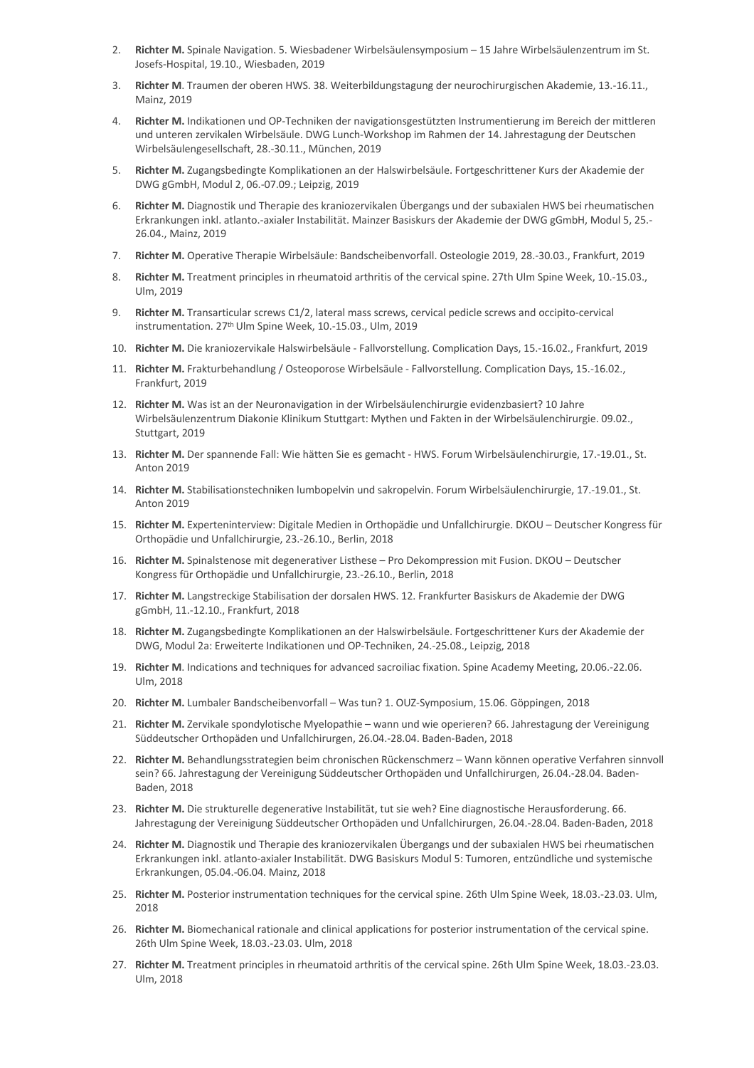2. **Richter M.** Spinale Navigation. 5. Wiesbadener Wirbelsäulensymposium – 15 Jahre Wirbelsäulenzentrum im St. Josefs-Hospital, 19.10., Wiesbaden, 2019
3. **Richter M**. Traumen der oberen HWS. 38. Weiterbildungstagung der neurochirurgischen Akademie, 13.-16.11., Mainz, 2019
4. **Richter M.** Indikationen und OP-Techniken der navigationsgestützten Instrumentierung im Bereich der mittleren und unteren zervikalen Wirbelsäule. DWG Lunch-Workshop im Rahmen der 14. Jahrestagung der Deutschen Wirbelsäulengesellschaft, 28.-30.11., München, 2019
5. **Richter M.** Zugangsbedingte Komplikationen an der Halswirbelsäule. Fortgeschrittener Kurs der Akademie der DWG gGmbH, Modul 2, 06.-07.09.; Leipzig, 2019
6. **Richter M.** Diagnostik und Therapie des kraniozervikalen Übergangs und der subaxialen HWS bei rheumatischen Erkrankungen inkl. atlanto.-axialer Instabilität. Mainzer Basiskurs der Akademie der DWG gGmbH, Modul 5, 25.-26.04., Mainz, 2019
7. **Richter M.** Operative Therapie Wirbelsäule: Bandscheibenvorfall. Osteologie 2019, 28.-30.03., Frankfurt, 2019
8. **Richter M.** Treatment principles in rheumatoid arthritis of the cervical spine. 27th Ulm Spine Week, 10.-15.03., Ulm, 2019
9. **Richter M.** Transarticular screws C1/2, lateral mass screws, cervical pedicle screws and occipito-cervical instrumentation. 27th Ulm Spine Week, 10.-15.03., Ulm, 2019
10. **Richter M.** Die kraniozervikale Halswirbelsäule - Fallvorstellung. Complication Days, 15.-16.02., Frankfurt, 2019
11. **Richter M.** Frakturbehandlung / Osteoporose Wirbelsäule - Fallvorstellung. Complication Days, 15.-16.02., Frankfurt, 2019
12. **Richter M.** Was ist an der Neuronavigation in der Wirbelsäulenchirurgie evidenzbasiert? 10 Jahre Wirbelsäulenzentrum Diakonie Klinikum Stuttgart: Mythen und Fakten in der Wirbelsäulenchirurgie. 09.02., Stuttgart, 2019
13. **Richter M.** Der spannende Fall: Wie hätten Sie es gemacht - HWS. Forum Wirbelsäulenchirurgie, 17.-19.01., St. Anton 2019
14. **Richter M.** Stabilisationstechniken lumbopelvin und sakropelvin. Forum Wirbelsäulenchirurgie, 17.-19.01., St. Anton 2019
15. **Richter M.** Experteninterview: Digitale Medien in Orthopädie und Unfallchirurgie. DKOU – Deutscher Kongress für Orthopädie und Unfallchirurgie, 23.-26.10., Berlin, 2018
16. **Richter M.** Spinalstenose mit degenerativer Listhese – Pro Dekompression mit Fusion. DKOU – Deutscher Kongress für Orthopädie und Unfallchirurgie, 23.-26.10., Berlin, 2018
17. **Richter M.** Langstreckige Stabilisation der dorsalen HWS. 12. Frankfurter Basiskurs de Akademie der DWG gGmbH, 11.-12.10., Frankfurt, 2018
18. **Richter M.** Zugangsbedingte Komplikationen an der Halswirbelsäule. Fortgeschrittener Kurs der Akademie der DWG, Modul 2a: Erweiterte Indikationen und OP-Techniken, 24.-25.08., Leipzig, 2018
19. **Richter M**. Indications and techniques for advanced sacroiliac fixation. Spine Academy Meeting, 20.06.-22.06. Ulm, 2018
20. **Richter M.** Lumbaler Bandscheibenvorfall – Was tun? 1. OUZ-Symposium, 15.06. Göppingen, 2018
21. **Richter M.** Zervikale spondylotische Myelopathie – wann und wie operieren? 66. Jahrestagung der Vereinigung Süddeutscher Orthopäden und Unfallchirurgen, 26.04.-28.04. Baden-Baden, 2018
22. **Richter M.** Behandlungsstrategien beim chronischen Rückenschmerz – Wann können operative Verfahren sinnvoll sein? 66. Jahrestagung der Vereinigung Süddeutscher Orthopäden und Unfallchirurgen, 26.04.-28.04. Baden-Baden, 2018
23. **Richter M.** Die strukturelle degenerative Instabilität, tut sie weh? Eine diagnostische Herausforderung. 66. Jahrestagung der Vereinigung Süddeutscher Orthopäden und Unfallchirurgen, 26.04.-28.04. Baden-Baden, 2018
24. **Richter M.** Diagnostik und Therapie des kraniozervikalen Übergangs und der subaxialen HWS bei rheumatischen Erkrankungen inkl. atlanto-axialer Instabilität. DWG Basiskurs Modul 5: Tumoren, entzündliche und systemische Erkrankungen, 05.04.-06.04. Mainz, 2018
25. **Richter M.** Posterior instrumentation techniques for the cervical spine. 26th Ulm Spine Week, 18.03.-23.03. Ulm, 2018
26. **Richter M.** Biomechanical rationale and clinical applications for posterior instrumentation of the cervical spine. 26th Ulm Spine Week, 18.03.-23.03. Ulm, 2018
27. **Richter M.** Treatment principles in rheumatoid arthritis of the cervical spine. 26th Ulm Spine Week, 18.03.-23.03. Ulm, 2018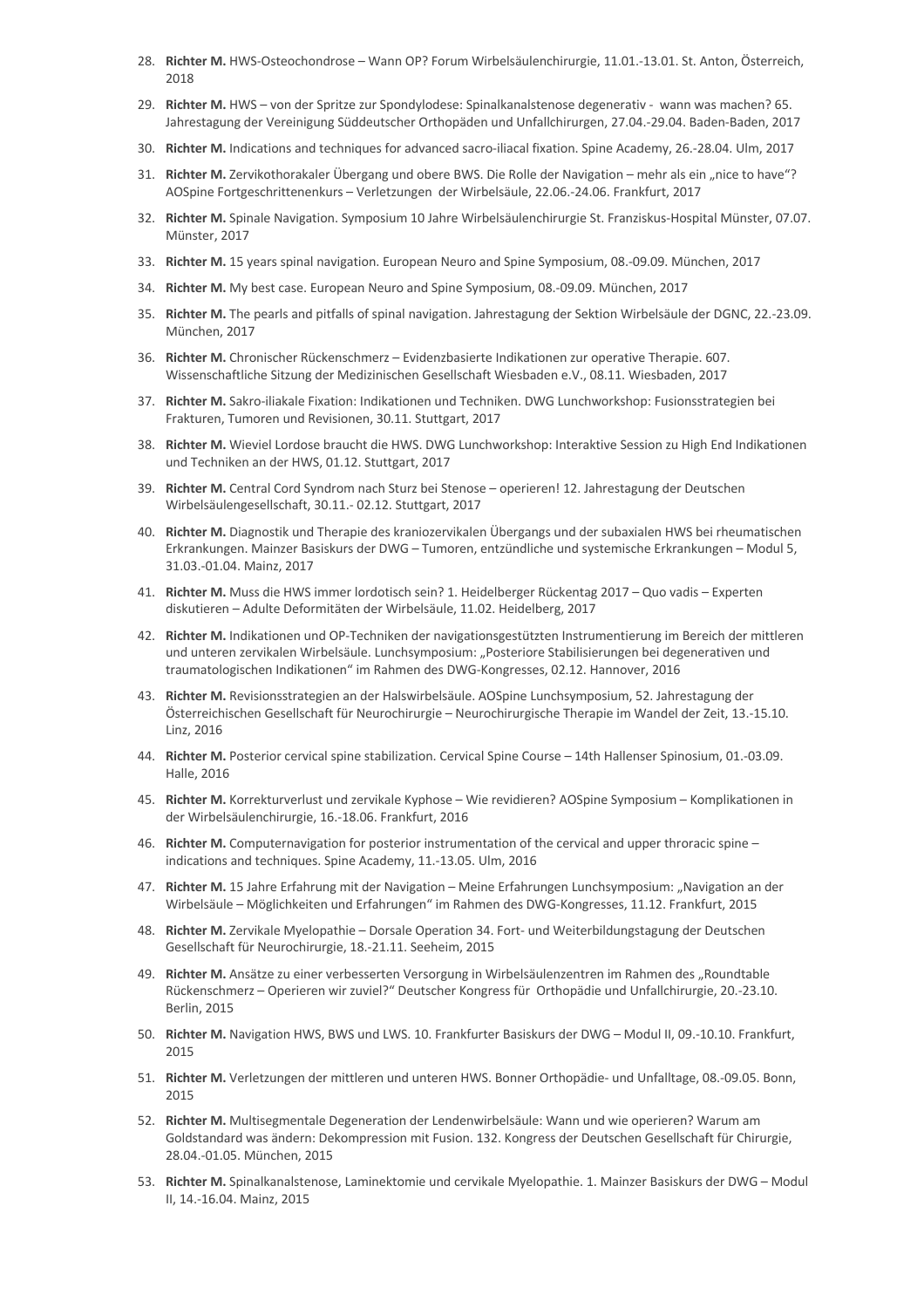28. **Richter M.** HWS-Osteochondrose – Wann OP? Forum Wirbelsäulenchirurgie, 11.01.-13.01. St. Anton, Österreich, 2018
29. **Richter M.** HWS – von der Spritze zur Spondylodese: Spinalkanalstenose degenerativ - wann was machen? 65. Jahrestagung der Vereinigung Süddeutscher Orthopäden und Unfallchirurgen, 27.04.-29.04. Baden-Baden, 2017
30. **Richter M.** Indications and techniques for advanced sacro-iliacal fixation. Spine Academy, 26.-28.04. Ulm, 2017
31. **Richter M.** Zervikothorakaler Übergang und obere BWS. Die Rolle der Navigation – mehr als ein „nice to have"? AOSpine Fortgeschrittenenkurs – Verletzungen der Wirbelsäule, 22.06.-24.06. Frankfurt, 2017
32. **Richter M.** Spinale Navigation. Symposium 10 Jahre Wirbelsäulenchirurgie St. Franziskus-Hospital Münster, 07.07. Münster, 2017
33. **Richter M.** 15 years spinal navigation. European Neuro and Spine Symposium, 08.-09.09. München, 2017
34. **Richter M.** My best case. European Neuro and Spine Symposium, 08.-09.09. München, 2017
35. **Richter M.** The pearls and pitfalls of spinal navigation. Jahrestagung der Sektion Wirbelsäule der DGNC, 22.-23.09. München, 2017
36. **Richter M.** Chronischer Rückenschmerz – Evidenzbasierte Indikationen zur operative Therapie. 607. Wissenschaftliche Sitzung der Medizinischen Gesellschaft Wiesbaden e.V., 08.11. Wiesbaden, 2017
37. **Richter M.** Sakro-iliakale Fixation: Indikationen und Techniken. DWG Lunchworkshop: Fusionsstrategien bei Frakturen, Tumoren und Revisionen, 30.11. Stuttgart, 2017
38. **Richter M.** Wieviel Lordose braucht die HWS. DWG Lunchworkshop: Interaktive Session zu High End Indikationen und Techniken an der HWS, 01.12. Stuttgart, 2017
39. **Richter M.** Central Cord Syndrom nach Sturz bei Stenose – operieren! 12. Jahrestagung der Deutschen Wirbelsäulengesellschaft, 30.11.- 02.12. Stuttgart, 2017
40. **Richter M.** Diagnostik und Therapie des kraniozervikalen Übergangs und der subaxialen HWS bei rheumatischen Erkrankungen. Mainzer Basiskurs der DWG – Tumoren, entzündliche und systemische Erkrankungen – Modul 5, 31.03.-01.04. Mainz, 2017
41. **Richter M.** Muss die HWS immer lordotisch sein? 1. Heidelberger Rückentag 2017 – Quo vadis – Experten diskutieren – Adulte Deformitäten der Wirbelsäule, 11.02. Heidelberg, 2017
42. **Richter M.** Indikationen und OP-Techniken der navigationsgestützten Instrumentierung im Bereich der mittleren und unteren zervikalen Wirbelsäule. Lunchsymposium: „Posteriore Stabilisierungen bei degenerativen und traumatologischen Indikationen" im Rahmen des DWG-Kongresses, 02.12. Hannover, 2016
43. **Richter M.** Revisionsstrategien an der Halswirbelsäule. AOSpine Lunchsymposium, 52. Jahrestagung der Österreichischen Gesellschaft für Neurochirurgie – Neurochirurgische Therapie im Wandel der Zeit, 13.-15.10. Linz, 2016
44. **Richter M.** Posterior cervical spine stabilization. Cervical Spine Course – 14th Hallenser Spinosium, 01.-03.09. Halle, 2016
45. **Richter M.** Korrekturverlust und zervikale Kyphose – Wie revidieren? AOSpine Symposium – Komplikationen in der Wirbelsäulenchirurgie, 16.-18.06. Frankfurt, 2016
46. **Richter M.** Computernavigation for posterior instrumentation of the cervical and upper throracic spine – indications and techniques. Spine Academy, 11.-13.05. Ulm, 2016
47. **Richter M.** 15 Jahre Erfahrung mit der Navigation – Meine Erfahrungen Lunchsymposium: „Navigation an der Wirbelsäule – Möglichkeiten und Erfahrungen" im Rahmen des DWG-Kongresses, 11.12. Frankfurt, 2015
48. **Richter M.** Zervikale Myelopathie – Dorsale Operation 34. Fort- und Weiterbildungstagung der Deutschen Gesellschaft für Neurochirurgie, 18.-21.11. Seeheim, 2015
49. **Richter M.** Ansätze zu einer verbesserten Versorgung in Wirbelsäulenzentren im Rahmen des „Roundtable Rückenschmerz – Operieren wir zuviel?" Deutscher Kongress für Orthopädie und Unfallchirurgie, 20.-23.10. Berlin, 2015
50. **Richter M.** Navigation HWS, BWS und LWS. 10. Frankfurter Basiskurs der DWG – Modul II, 09.-10.10. Frankfurt, 2015
51. **Richter M.** Verletzungen der mittleren und unteren HWS. Bonner Orthopädie- und Unfalltage, 08.-09.05. Bonn, 2015
52. **Richter M.** Multisegmentale Degeneration der Lendenwirbelsäule: Wann und wie operieren? Warum am Goldstandard was ändern: Dekompression mit Fusion. 132. Kongress der Deutschen Gesellschaft für Chirurgie, 28.04.-01.05. München, 2015
53. **Richter M.** Spinalkanalstenose, Laminektomie und cervikale Myelopathie. 1. Mainzer Basiskurs der DWG – Modul II, 14.-16.04. Mainz, 2015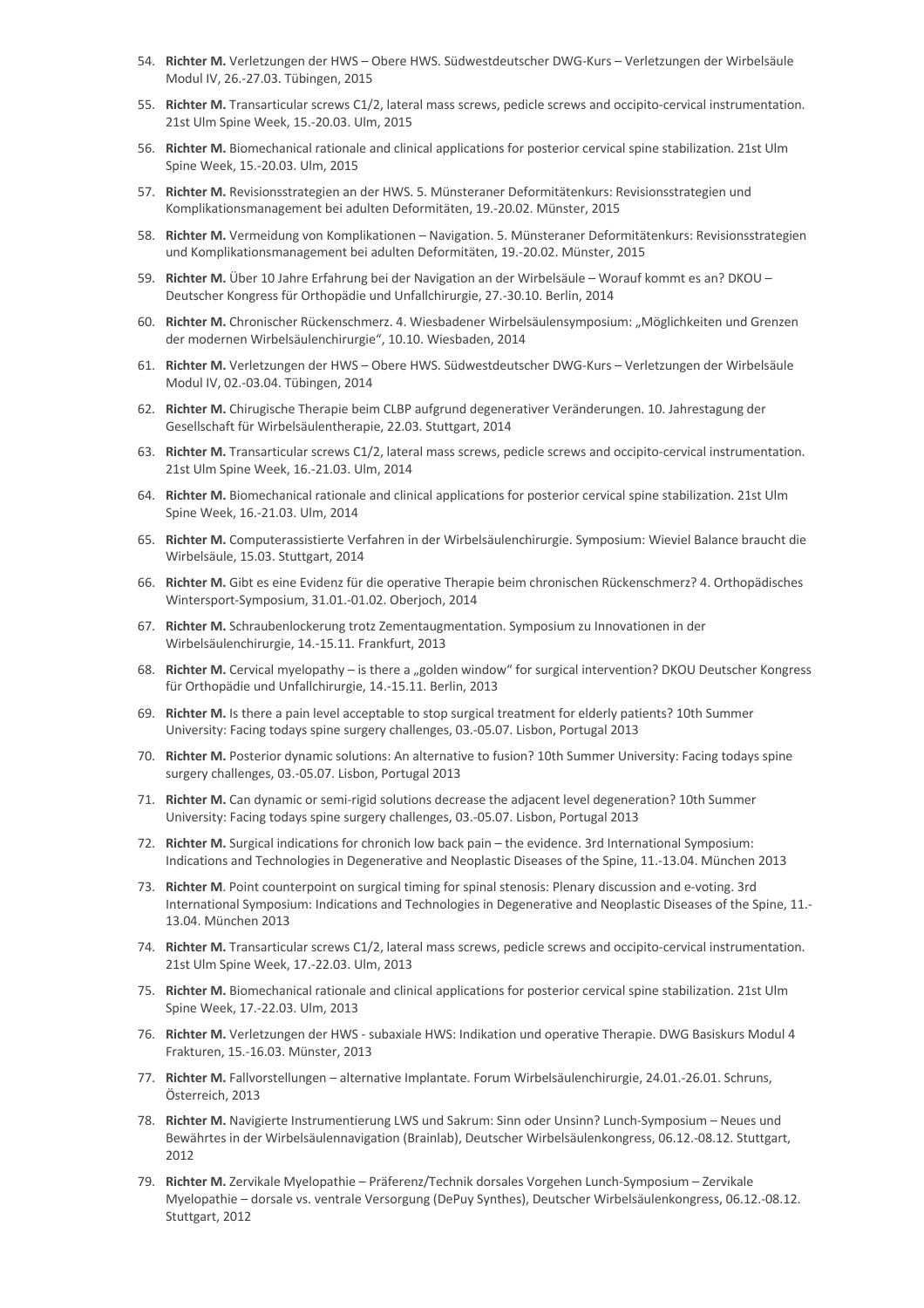54. **Richter M.** Verletzungen der HWS – Obere HWS. Südwestdeutscher DWG-Kurs – Verletzungen der Wirbelsäule Modul IV, 26.-27.03. Tübingen, 2015
55. **Richter M.** Transarticular screws C1/2, lateral mass screws, pedicle screws and occipito-cervical instrumentation. 21st Ulm Spine Week, 15.-20.03. Ulm, 2015
56. **Richter M.** Biomechanical rationale and clinical applications for posterior cervical spine stabilization. 21st Ulm Spine Week, 15.-20.03. Ulm, 2015
57. **Richter M.** Revisionsstrategien an der HWS. 5. Münsteraner Deformitätenkurs: Revisionsstrategien und Komplikationsmanagement bei adulten Deformitäten, 19.-20.02. Münster, 2015
58. **Richter M.** Vermeidung von Komplikationen – Navigation. 5. Münsteraner Deformitätenkurs: Revisionsstrategien und Komplikationsmanagement bei adulten Deformitäten, 19.-20.02. Münster, 2015
59. **Richter M.** Über 10 Jahre Erfahrung bei der Navigation an der Wirbelsäule – Worauf kommt es an? DKOU – Deutscher Kongress für Orthopädie und Unfallchirurgie, 27.-30.10. Berlin, 2014
60. **Richter M.** Chronischer Rückenschmerz. 4. Wiesbadener Wirbelsäulensymposium: „Möglichkeiten und Grenzen der modernen Wirbelsäulenchirurgie", 10.10. Wiesbaden, 2014
61. **Richter M.** Verletzungen der HWS – Obere HWS. Südwestdeutscher DWG-Kurs – Verletzungen der Wirbelsäule Modul IV, 02.-03.04. Tübingen, 2014
62. **Richter M.** Chirugische Therapie beim CLBP aufgrund degenerativer Veränderungen. 10. Jahrestagung der Gesellschaft für Wirbelsäulentherapie, 22.03. Stuttgart, 2014
63. **Richter M.** Transarticular screws C1/2, lateral mass screws, pedicle screws and occipito-cervical instrumentation. 21st Ulm Spine Week, 16.-21.03. Ulm, 2014
64. **Richter M.** Biomechanical rationale and clinical applications for posterior cervical spine stabilization. 21st Ulm Spine Week, 16.-21.03. Ulm, 2014
65. **Richter M.** Computerassistierte Verfahren in der Wirbelsäulenchirurgie. Symposium: Wieviel Balance braucht die Wirbelsäule, 15.03. Stuttgart, 2014
66. **Richter M.** Gibt es eine Evidenz für die operative Therapie beim chronischen Rückenschmerz? 4. Orthopädisches Wintersport-Symposium, 31.01.-01.02. Oberjoch, 2014
67. **Richter M.** Schraubenlockerung trotz Zementaugmentation. Symposium zu Innovationen in der Wirbelsäulenchirurgie, 14.-15.11. Frankfurt, 2013
68. **Richter M.** Cervical myelopathy – is there a „golden window" for surgical intervention? DKOU Deutscher Kongress für Orthopädie und Unfallchirurgie, 14.-15.11. Berlin, 2013
69. **Richter M.** Is there a pain level acceptable to stop surgical treatment for elderly patients? 10th Summer University: Facing todays spine surgery challenges, 03.-05.07. Lisbon, Portugal 2013
70. **Richter M.** Posterior dynamic solutions: An alternative to fusion? 10th Summer University: Facing todays spine surgery challenges, 03.-05.07. Lisbon, Portugal 2013
71. **Richter M.** Can dynamic or semi-rigid solutions decrease the adjacent level degeneration? 10th Summer University: Facing todays spine surgery challenges, 03.-05.07. Lisbon, Portugal 2013
72. **Richter M.** Surgical indications for chronich low back pain – the evidence. 3rd International Symposium: Indications and Technologies in Degenerative and Neoplastic Diseases of the Spine, 11.-13.04. München 2013
73. **Richter M**. Point counterpoint on surgical timing for spinal stenosis: Plenary discussion and e-voting. 3rd International Symposium: Indications and Technologies in Degenerative and Neoplastic Diseases of the Spine, 11.-13.04. München 2013
74. **Richter M.** Transarticular screws C1/2, lateral mass screws, pedicle screws and occipito-cervical instrumentation. 21st Ulm Spine Week, 17.-22.03. Ulm, 2013
75. **Richter M.** Biomechanical rationale and clinical applications for posterior cervical spine stabilization. 21st Ulm Spine Week, 17.-22.03. Ulm, 2013
76. **Richter M.** Verletzungen der HWS - subaxiale HWS: Indikation und operative Therapie. DWG Basiskurs Modul 4 Frakturen, 15.-16.03. Münster, 2013
77. **Richter M.** Fallvorstellungen – alternative Implantate. Forum Wirbelsäulenchirurgie, 24.01.-26.01. Schruns, Österreich, 2013
78. **Richter M.** Navigierte Instrumentierung LWS und Sakrum: Sinn oder Unsinn? Lunch-Symposium – Neues und Bewährtes in der Wirbelsäulennavigation (Brainlab), Deutscher Wirbelsäulenkongress, 06.12.-08.12. Stuttgart, 2012
79. **Richter M.** Zervikale Myelopathie – Präferenz/Technik dorsales Vorgehen Lunch-Symposium – Zervikale Myelopathie – dorsale vs. ventrale Versorgung (DePuy Synthes), Deutscher Wirbelsäulenkongress, 06.12.-08.12. Stuttgart, 2012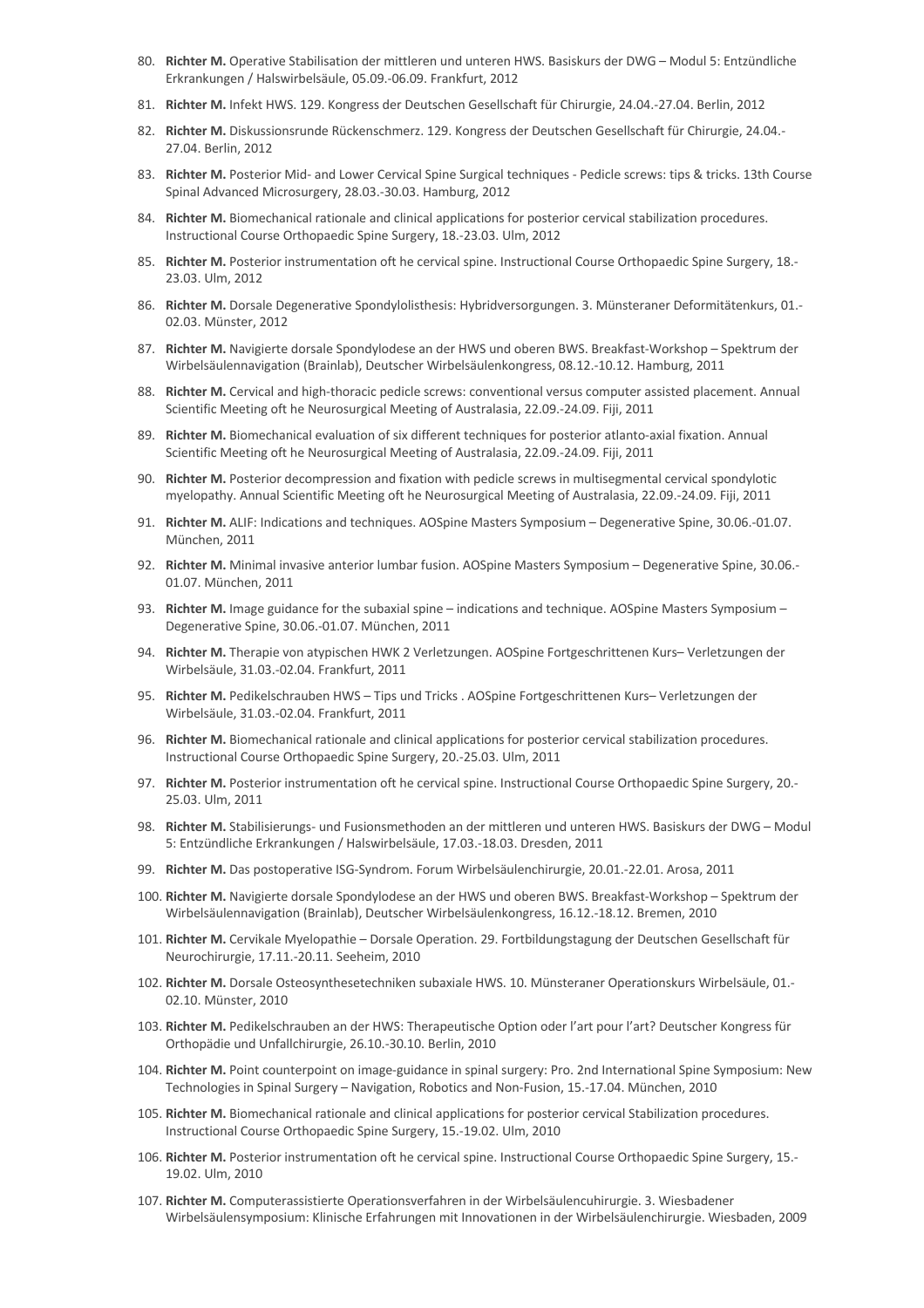80. **Richter M.** Operative Stabilisation der mittleren und unteren HWS. Basiskurs der DWG – Modul 5: Entzündliche Erkrankungen / Halswirbelsäule, 05.09.-06.09. Frankfurt, 2012
81. **Richter M.** Infekt HWS. 129. Kongress der Deutschen Gesellschaft für Chirurgie, 24.04.-27.04. Berlin, 2012
82. **Richter M.** Diskussionsrunde Rückenschmerz. 129. Kongress der Deutschen Gesellschaft für Chirurgie, 24.04.-27.04. Berlin, 2012
83. **Richter M.** Posterior Mid- and Lower Cervical Spine Surgical techniques - Pedicle screws: tips & tricks. 13th Course Spinal Advanced Microsurgery, 28.03.-30.03. Hamburg, 2012
84. **Richter M.** Biomechanical rationale and clinical applications for posterior cervical stabilization procedures. Instructional Course Orthopaedic Spine Surgery, 18.-23.03. Ulm, 2012
85. **Richter M.** Posterior instrumentation oft he cervical spine. Instructional Course Orthopaedic Spine Surgery, 18.-23.03. Ulm, 2012
86. **Richter M.** Dorsale Degenerative Spondylolisthesis: Hybridversorgungen. 3. Münsteraner Deformitätenkurs, 01.-02.03. Münster, 2012
87. **Richter M.** Navigierte dorsale Spondylodese an der HWS und oberen BWS. Breakfast-Workshop – Spektrum der Wirbelsäulennavigation (Brainlab), Deutscher Wirbelsäulenkongress, 08.12.-10.12. Hamburg, 2011
88. **Richter M.** Cervical and high-thoracic pedicle screws: conventional versus computer assisted placement. Annual Scientific Meeting oft he Neurosurgical Meeting of Australasia, 22.09.-24.09. Fiji, 2011
89. **Richter M.** Biomechanical evaluation of six different techniques for posterior atlanto-axial fixation. Annual Scientific Meeting oft he Neurosurgical Meeting of Australasia, 22.09.-24.09. Fiji, 2011
90. **Richter M.** Posterior decompression and fixation with pedicle screws in multisegmental cervical spondylotic myelopathy. Annual Scientific Meeting oft he Neurosurgical Meeting of Australasia, 22.09.-24.09. Fiji, 2011
91. **Richter M.** ALIF: Indications and techniques. AOSpine Masters Symposium – Degenerative Spine, 30.06.-01.07. München, 2011
92. **Richter M.** Minimal invasive anterior lumbar fusion. AOSpine Masters Symposium – Degenerative Spine, 30.06.-01.07. München, 2011
93. **Richter M.** Image guidance for the subaxial spine – indications and technique. AOSpine Masters Symposium – Degenerative Spine, 30.06.-01.07. München, 2011
94. **Richter M.** Therapie von atypischen HWK 2 Verletzungen. AOSpine Fortgeschrittenen Kurs– Verletzungen der Wirbelsäule, 31.03.-02.04. Frankfurt, 2011
95. **Richter M.** Pedikelschrauben HWS – Tips und Tricks . AOSpine Fortgeschrittenen Kurs– Verletzungen der Wirbelsäule, 31.03.-02.04. Frankfurt, 2011
96. **Richter M.** Biomechanical rationale and clinical applications for posterior cervical stabilization procedures. Instructional Course Orthopaedic Spine Surgery, 20.-25.03. Ulm, 2011
97. **Richter M.** Posterior instrumentation oft he cervical spine. Instructional Course Orthopaedic Spine Surgery, 20.-25.03. Ulm, 2011
98. **Richter M.** Stabilisierungs- und Fusionsmethoden an der mittleren und unteren HWS. Basiskurs der DWG – Modul 5: Entzündliche Erkrankungen / Halswirbelsäule, 17.03.-18.03. Dresden, 2011
99. **Richter M.** Das postoperative ISG-Syndrom. Forum Wirbelsäulenchirurgie, 20.01.-22.01. Arosa, 2011
100. **Richter M.** Navigierte dorsale Spondylodese an der HWS und oberen BWS. Breakfast-Workshop – Spektrum der Wirbelsäulennavigation (Brainlab), Deutscher Wirbelsäulenkongress, 16.12.-18.12. Bremen, 2010
101. **Richter M.** Cervikale Myelopathie – Dorsale Operation. 29. Fortbildungstagung der Deutschen Gesellschaft für Neurochirurgie, 17.11.-20.11. Seeheim, 2010
102. **Richter M.** Dorsale Osteosynthesetechniken subaxiale HWS. 10. Münsteraner Operationskurs Wirbelsäule, 01.-02.10. Münster, 2010
103. **Richter M.** Pedikelschrauben an der HWS: Therapeutische Option oder l'art pour l'art? Deutscher Kongress für Orthopädie und Unfallchirurgie, 26.10.-30.10. Berlin, 2010
104. **Richter M.** Point counterpoint on image-guidance in spinal surgery: Pro. 2nd International Spine Symposium: New Technologies in Spinal Surgery – Navigation, Robotics and Non-Fusion, 15.-17.04. München, 2010
105. **Richter M.** Biomechanical rationale and clinical applications for posterior cervical Stabilization procedures. Instructional Course Orthopaedic Spine Surgery, 15.-19.02. Ulm, 2010
106. **Richter M.** Posterior instrumentation oft he cervical spine. Instructional Course Orthopaedic Spine Surgery, 15.-19.02. Ulm, 2010
107. **Richter M.** Computerassistierte Operationsverfahren in der Wirbelsäulencuhirurgie. 3. Wiesbadener Wirbelsäulensymposium: Klinische Erfahrungen mit Innovationen in der Wirbelsäulenchirurgie. Wiesbaden, 2009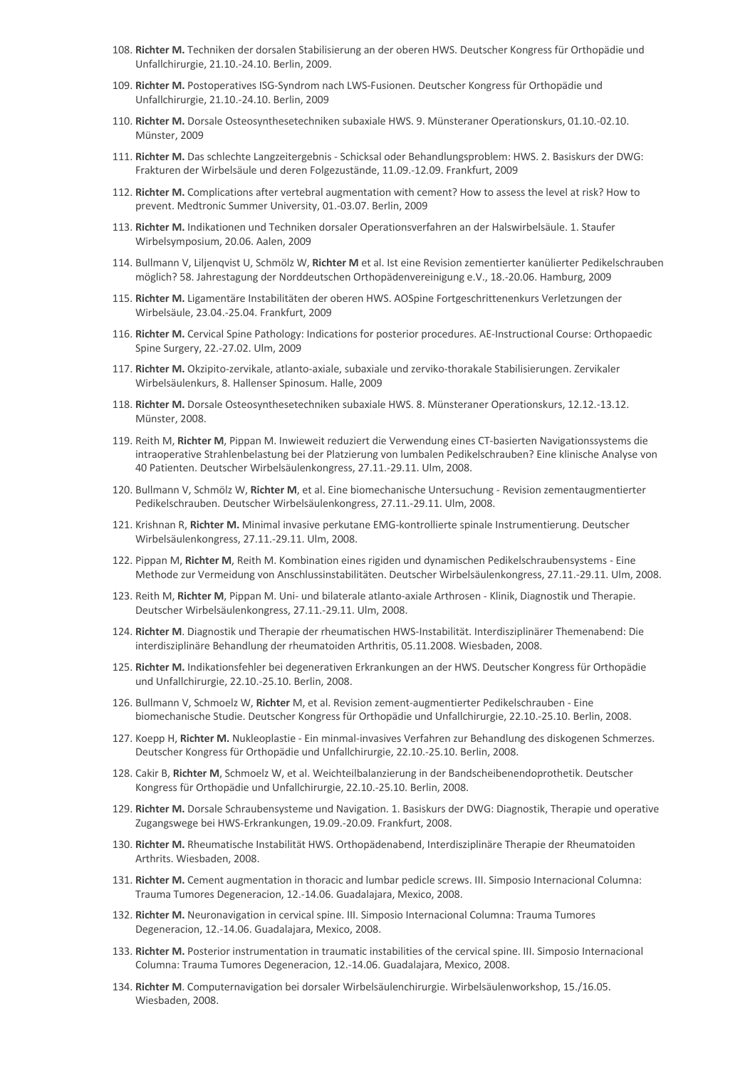108. **Richter M.** Techniken der dorsalen Stabilisierung an der oberen HWS. Deutscher Kongress für Orthopädie und Unfallchirurgie, 21.10.-24.10. Berlin, 2009.
109. **Richter M.** Postoperatives ISG-Syndrom nach LWS-Fusionen. Deutscher Kongress für Orthopädie und Unfallchirurgie, 21.10.-24.10. Berlin, 2009
110. **Richter M.** Dorsale Osteosynthesetechniken subaxiale HWS. 9. Münsteraner Operationskurs, 01.10.-02.10. Münster, 2009
111. **Richter M.** Das schlechte Langzeitergebnis - Schicksal oder Behandlungsproblem: HWS. 2. Basiskurs der DWG: Frakturen der Wirbelsäule und deren Folgezustände, 11.09.-12.09. Frankfurt, 2009
112. **Richter M.** Complications after vertebral augmentation with cement? How to assess the level at risk? How to prevent. Medtronic Summer University, 01.-03.07. Berlin, 2009
113. **Richter M.** Indikationen und Techniken dorsaler Operationsverfahren an der Halswirbelsäule. 1. Staufer Wirbelsymposium, 20.06. Aalen, 2009
114. Bullmann V, Liljenqvist U, Schmölz W, **Richter M** et al. Ist eine Revision zementierter kanülierter Pedikelschrauben möglich? 58. Jahrestagung der Norddeutschen Orthopädenvereinigung e.V., 18.-20.06. Hamburg, 2009
115. **Richter M.** Ligamentäre Instabilitäten der oberen HWS. AOSpine Fortgeschrittenenkurs Verletzungen der Wirbelsäule, 23.04.-25.04. Frankfurt, 2009
116. **Richter M.** Cervical Spine Pathology: Indications for posterior procedures. AE-Instructional Course: Orthopaedic Spine Surgery, 22.-27.02. Ulm, 2009
117. **Richter M.** Okzipito-zervikale, atlanto-axiale, subaxiale und zerviko-thorakale Stabilisierungen. Zervikaler Wirbelsäulenkurs, 8. Hallenser Spinosum. Halle, 2009
118. **Richter M.** Dorsale Osteosynthesetechniken subaxiale HWS. 8. Münsteraner Operationskurs, 12.12.-13.12. Münster, 2008.
119. Reith M, **Richter M**, Pippan M. Inwieweit reduziert die Verwendung eines CT-basierten Navigationssystems die intraoperative Strahlenbelastung bei der Platzierung von lumbalen Pedikelschrauben? Eine klinische Analyse von 40 Patienten. Deutscher Wirbelsäulenkongress, 27.11.-29.11. Ulm, 2008.
120. Bullmann V, Schmölz W, **Richter M**, et al. Eine biomechanische Untersuchung - Revision zementaugmentierter Pedikelschrauben. Deutscher Wirbelsäulenkongress, 27.11.-29.11. Ulm, 2008.
121. Krishnan R, **Richter M.** Minimal invasive perkutane EMG-kontrollierte spinale Instrumentierung. Deutscher Wirbelsäulenkongress, 27.11.-29.11. Ulm, 2008.
122. Pippan M, **Richter M**, Reith M. Kombination eines rigiden und dynamischen Pedikelschraubensystems - Eine Methode zur Vermeidung von Anschlussinstabilitäten. Deutscher Wirbelsäulenkongress, 27.11.-29.11. Ulm, 2008.
123. Reith M, **Richter M**, Pippan M. Uni- und bilaterale atlanto-axiale Arthrosen - Klinik, Diagnostik und Therapie. Deutscher Wirbelsäulenkongress, 27.11.-29.11. Ulm, 2008.
124. **Richter M**. Diagnostik und Therapie der rheumatischen HWS-Instabilität. Interdisziplinärer Themenabend: Die interdisziplinäre Behandlung der rheumatoiden Arthritis, 05.11.2008. Wiesbaden, 2008.
125. **Richter M.** Indikationsfehler bei degenerativen Erkrankungen an der HWS. Deutscher Kongress für Orthopädie und Unfallchirurgie, 22.10.-25.10. Berlin, 2008.
126. Bullmann V, Schmoelz W, **Richter** M, et al. Revision zement-augmentierter Pedikelschrauben - Eine biomechanische Studie. Deutscher Kongress für Orthopädie und Unfallchirurgie, 22.10.-25.10. Berlin, 2008.
127. Koepp H, **Richter M.** Nukleoplastie - Ein minmal-invasives Verfahren zur Behandlung des diskogenen Schmerzes. Deutscher Kongress für Orthopädie und Unfallchirurgie, 22.10.-25.10. Berlin, 2008.
128. Cakir B, **Richter M**, Schmoelz W, et al. Weichteilbalanzierung in der Bandscheibenendoprothetik. Deutscher Kongress für Orthopädie und Unfallchirurgie, 22.10.-25.10. Berlin, 2008.
129. **Richter M.** Dorsale Schraubensysteme und Navigation. 1. Basiskurs der DWG: Diagnostik, Therapie und operative Zugangswege bei HWS-Erkrankungen, 19.09.-20.09. Frankfurt, 2008.
130. **Richter M.** Rheumatische Instabilität HWS. Orthopädenabend, Interdisziplinäre Therapie der Rheumatoiden Arthrits. Wiesbaden, 2008.
131. **Richter M.** Cement augmentation in thoracic and lumbar pedicle screws. III. Simposio Internacional Columna: Trauma Tumores Degeneracion, 12.-14.06. Guadalajara, Mexico, 2008.
132. **Richter M.** Neuronavigation in cervical spine. III. Simposio Internacional Columna: Trauma Tumores Degeneracion, 12.-14.06. Guadalajara, Mexico, 2008.
133. **Richter M.** Posterior instrumentation in traumatic instabilities of the cervical spine. III. Simposio Internacional Columna: Trauma Tumores Degeneracion, 12.-14.06. Guadalajara, Mexico, 2008.
134. **Richter M**. Computernavigation bei dorsaler Wirbelsäulenchirurgie. Wirbelsäulenworkshop, 15./16.05. Wiesbaden, 2008.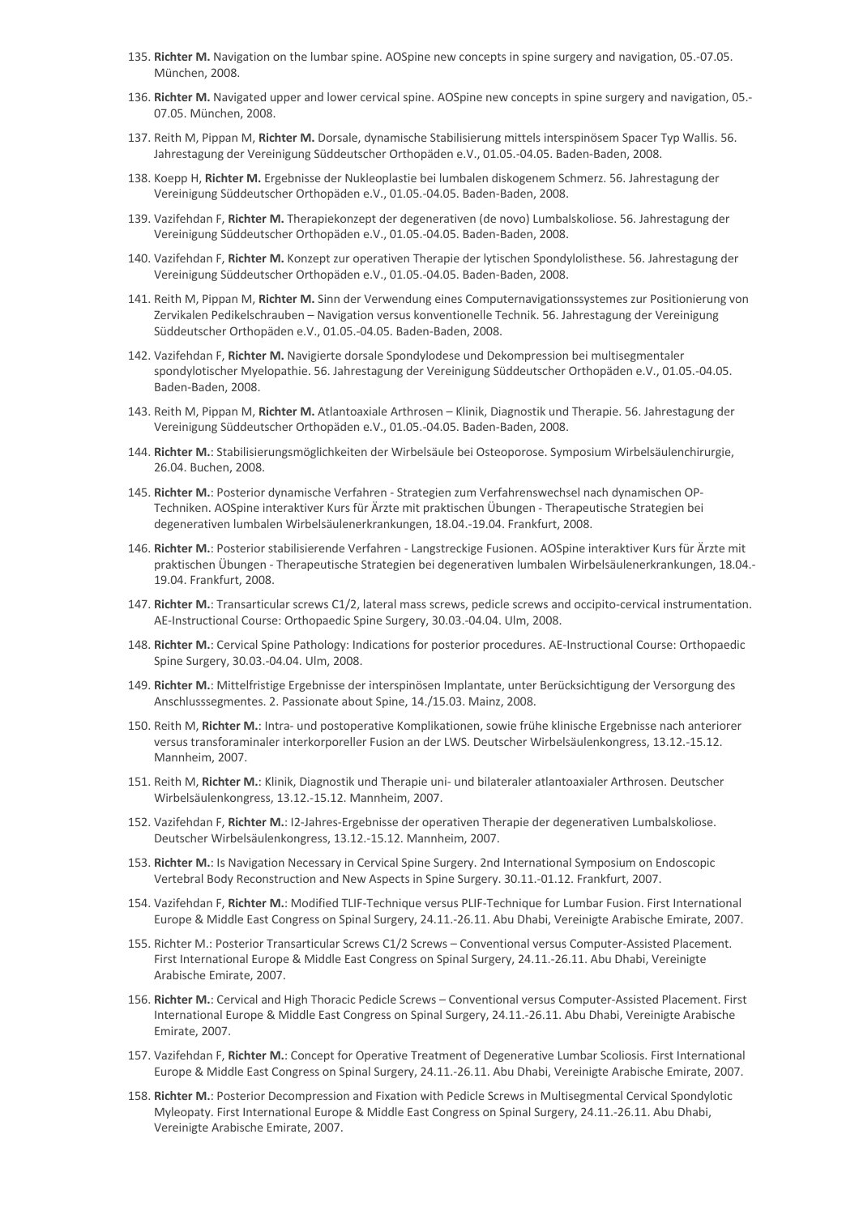135. **Richter M.** Navigation on the lumbar spine. AOSpine new concepts in spine surgery and navigation, 05.-07.05. München, 2008.

136. **Richter M.** Navigated upper and lower cervical spine. AOSpine new concepts in spine surgery and navigation, 05.-07.05. München, 2008.

137. Reith M, Pippan M, **Richter M.** Dorsale, dynamische Stabilisierung mittels interspinösem Spacer Typ Wallis. 56. Jahrestagung der Vereinigung Süddeutscher Orthopäden e.V., 01.05.-04.05. Baden-Baden, 2008.

138. Koepp H, **Richter M.** Ergebnisse der Nukleoplastie bei lumbalen diskogenem Schmerz. 56. Jahrestagung der Vereinigung Süddeutscher Orthopäden e.V., 01.05.-04.05. Baden-Baden, 2008.

139. Vazifehdan F, **Richter M.** Therapiekonzept der degenerativen (de novo) Lumbalskoliose. 56. Jahrestagung der Vereinigung Süddeutscher Orthopäden e.V., 01.05.-04.05. Baden-Baden, 2008.

140. Vazifehdan F, **Richter M.** Konzept zur operativen Therapie der lytischen Spondylolisthese. 56. Jahrestagung der Vereinigung Süddeutscher Orthopäden e.V., 01.05.-04.05. Baden-Baden, 2008.

141. Reith M, Pippan M, **Richter M.** Sinn der Verwendung eines Computernavigationssystemes zur Positionierung von Zervikalen Pedikelschrauben – Navigation versus konventionelle Technik. 56. Jahrestagung der Vereinigung Süddeutscher Orthopäden e.V., 01.05.-04.05. Baden-Baden, 2008.

142. Vazifehdan F, **Richter M.** Navigierte dorsale Spondylodese und Dekompression bei multisegmentaler spondylotischer Myelopathie. 56. Jahrestagung der Vereinigung Süddeutscher Orthopäden e.V., 01.05.-04.05. Baden-Baden, 2008.

143. Reith M, Pippan M, **Richter M.** Atlantoaxiale Arthrosen – Klinik, Diagnostik und Therapie. 56. Jahrestagung der Vereinigung Süddeutscher Orthopäden e.V., 01.05.-04.05. Baden-Baden, 2008.

144. **Richter M.**: Stabilisierungsmöglichkeiten der Wirbelsäule bei Osteoporose. Symposium Wirbelsäulenchirurgie, 26.04. Buchen, 2008.

145. **Richter M.**: Posterior dynamische Verfahren - Strategien zum Verfahrenswechsel nach dynamischen OP-Techniken. AOSpine interaktiver Kurs für Ärzte mit praktischen Übungen - Therapeutische Strategien bei degenerativen lumbalen Wirbelsäulenerkrankungen, 18.04.-19.04. Frankfurt, 2008.

146. **Richter M.**: Posterior stabilisierende Verfahren - Langstreckige Fusionen. AOSpine interaktiver Kurs für Ärzte mit praktischen Übungen - Therapeutische Strategien bei degenerativen lumbalen Wirbelsäulenerkrankungen, 18.04.-19.04. Frankfurt, 2008.

147. **Richter M.**: Transarticular screws C1/2, lateral mass screws, pedicle screws and occipito-cervical instrumentation. AE-Instructional Course: Orthopaedic Spine Surgery, 30.03.-04.04. Ulm, 2008.

148. **Richter M.**: Cervical Spine Pathology: Indications for posterior procedures. AE-Instructional Course: Orthopaedic Spine Surgery, 30.03.-04.04. Ulm, 2008.

149. **Richter M.**: Mittelfristige Ergebnisse der interspinösen Implantate, unter Berücksichtigung der Versorgung des Anschlusssegmentes. 2. Passionate about Spine, 14./15.03. Mainz, 2008.

150. Reith M, **Richter M.**: Intra- und postoperative Komplikationen, sowie frühe klinische Ergebnisse nach anteriorer versus transforaminaler interkorporeller Fusion an der LWS. Deutscher Wirbelsäulenkongress, 13.12.-15.12. Mannheim, 2007.

151. Reith M, **Richter M.**: Klinik, Diagnostik und Therapie uni- und bilateraler atlantoaxialer Arthrosen. Deutscher Wirbelsäulenkongress, 13.12.-15.12. Mannheim, 2007.

152. Vazifehdan F, **Richter M.**: I2-Jahres-Ergebnisse der operativen Therapie der degenerativen Lumbalskoliose. Deutscher Wirbelsäulenkongress, 13.12.-15.12. Mannheim, 2007.

153. **Richter M.**: Is Navigation Necessary in Cervical Spine Surgery. 2nd International Symposium on Endoscopic Vertebral Body Reconstruction and New Aspects in Spine Surgery. 30.11.-01.12. Frankfurt, 2007.

154. Vazifehdan F, **Richter M.**: Modified TLIF-Technique versus PLIF-Technique for Lumbar Fusion. First International Europe & Middle East Congress on Spinal Surgery, 24.11.-26.11. Abu Dhabi, Vereinigte Arabische Emirate, 2007.

155. Richter M.: Posterior Transarticular Screws C1/2 Screws – Conventional versus Computer-Assisted Placement. First International Europe & Middle East Congress on Spinal Surgery, 24.11.-26.11. Abu Dhabi, Vereinigte Arabische Emirate, 2007.

156. **Richter M.**: Cervical and High Thoracic Pedicle Screws – Conventional versus Computer-Assisted Placement. First International Europe & Middle East Congress on Spinal Surgery, 24.11.-26.11. Abu Dhabi, Vereinigte Arabische Emirate, 2007.

157. Vazifehdan F, **Richter M.**: Concept for Operative Treatment of Degenerative Lumbar Scoliosis. First International Europe & Middle East Congress on Spinal Surgery, 24.11.-26.11. Abu Dhabi, Vereinigte Arabische Emirate, 2007.

158. **Richter M.**: Posterior Decompression and Fixation with Pedicle Screws in Multisegmental Cervical Spondylotic Myeolpaty. First International Europe & Middle East Congress on Spinal Surgery, 24.11.-26.11. Abu Dhabi, Vereinigte Arabische Emirate, 2007.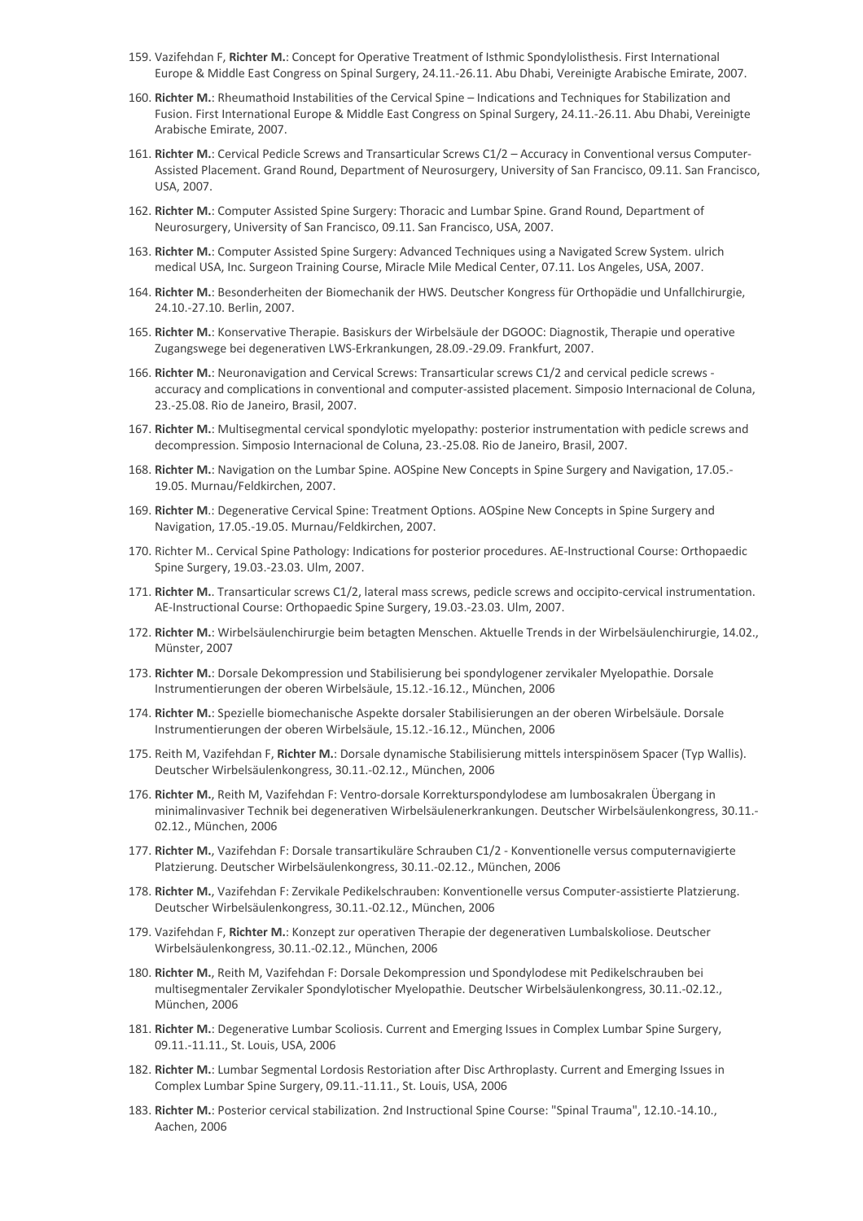159. Vazifehdan F, **Richter M.**: Concept for Operative Treatment of Isthmic Spondylolisthesis. First International Europe & Middle East Congress on Spinal Surgery, 24.11.-26.11. Abu Dhabi, Vereinigte Arabische Emirate, 2007.

160. **Richter M.**: Rheumathoid Instabilities of the Cervical Spine – Indications and Techniques for Stabilization and Fusion. First International Europe & Middle East Congress on Spinal Surgery, 24.11.-26.11. Abu Dhabi, Vereinigte Arabische Emirate, 2007.

161. **Richter M.**: Cervical Pedicle Screws and Transarticular Screws C1/2 – Accuracy in Conventional versus Computer-Assisted Placement. Grand Round, Department of Neurosurgery, University of San Francisco, 09.11. San Francisco, USA, 2007.

162. **Richter M.**: Computer Assisted Spine Surgery: Thoracic and Lumbar Spine. Grand Round, Department of Neurosurgery, University of San Francisco, 09.11. San Francisco, USA, 2007.

163. **Richter M.**: Computer Assisted Spine Surgery: Advanced Techniques using a Navigated Screw System. ulrich medical USA, Inc. Surgeon Training Course, Miracle Mile Medical Center, 07.11. Los Angeles, USA, 2007.

164. **Richter M.**: Besonderheiten der Biomechanik der HWS. Deutscher Kongress für Orthopädie und Unfallchirurgie, 24.10.-27.10. Berlin, 2007.

165. **Richter M.**: Konservative Therapie. Basiskurs der Wirbelsäule der DGOOC: Diagnostik, Therapie und operative Zugangswege bei degenerativen LWS-Erkrankungen, 28.09.-29.09. Frankfurt, 2007.

166. **Richter M.**: Neuronavigation and Cervical Screws: Transarticular screws C1/2 and cervical pedicle screws - accuracy and complications in conventional and computer-assisted placement. Simposio Internacional de Coluna, 23.-25.08. Rio de Janeiro, Brasil, 2007.

167. **Richter M.**: Multisegmental cervical spondylotic myelopathy: posterior instrumentation with pedicle screws and decompression. Simposio Internacional de Coluna, 23.-25.08. Rio de Janeiro, Brasil, 2007.

168. **Richter M.**: Navigation on the Lumbar Spine. AOSpine New Concepts in Spine Surgery and Navigation, 17.05.-19.05. Murnau/Feldkirchen, 2007.

169. **Richter M**.: Degenerative Cervical Spine: Treatment Options. AOSpine New Concepts in Spine Surgery and Navigation, 17.05.-19.05. Murnau/Feldkirchen, 2007.

170. Richter M.. Cervical Spine Pathology: Indications for posterior procedures. AE-Instructional Course: Orthopaedic Spine Surgery, 19.03.-23.03. Ulm, 2007.

171. **Richter M.**. Transarticular screws C1/2, lateral mass screws, pedicle screws and occipito-cervical instrumentation. AE-Instructional Course: Orthopaedic Spine Surgery, 19.03.-23.03. Ulm, 2007.

172. **Richter M.**: Wirbelsäulenchirurgie beim betagten Menschen. Aktuelle Trends in der Wirbelsäulenchirurgie, 14.02., Münster, 2007

173. **Richter M.**: Dorsale Dekompression und Stabilisierung bei spondylogener zervikaler Myelopathie. Dorsale Instrumentierungen der oberen Wirbelsäule, 15.12.-16.12., München, 2006

174. **Richter M.**: Spezielle biomechanische Aspekte dorsaler Stabilisierungen an der oberen Wirbelsäule. Dorsale Instrumentierungen der oberen Wirbelsäule, 15.12.-16.12., München, 2006

175. Reith M, Vazifehdan F, **Richter M.**: Dorsale dynamische Stabilisierung mittels interspinösem Spacer (Typ Wallis). Deutscher Wirbelsäulenkongress, 30.11.-02.12., München, 2006

176. **Richter M.**, Reith M, Vazifehdan F: Ventro-dorsale Korrekturspondylodese am lumbosakralen Übergang in minimalinvasiver Technik bei degenerativen Wirbelsäulenerkrankungen. Deutscher Wirbelsäulenkongress, 30.11.-02.12., München, 2006

177. **Richter M.**, Vazifehdan F: Dorsale transartikuläre Schrauben C1/2 - Konventionelle versus computernavigierte Platzierung. Deutscher Wirbelsäulenkongress, 30.11.-02.12., München, 2006

178. **Richter M.**, Vazifehdan F: Zervikale Pedikelschrauben: Konventionelle versus Computer-assistierte Platzierung. Deutscher Wirbelsäulenkongress, 30.11.-02.12., München, 2006

179. Vazifehdan F, **Richter M.**: Konzept zur operativen Therapie der degenerativen Lumbalskoliose. Deutscher Wirbelsäulenkongress, 30.11.-02.12., München, 2006

180. **Richter M.**, Reith M, Vazifehdan F: Dorsale Dekompression und Spondylodese mit Pedikelschrauben bei multisegmentaler Zervikaler Spondylotischer Myelopathie. Deutscher Wirbelsäulenkongress, 30.11.-02.12., München, 2006

181. **Richter M.**: Degenerative Lumbar Scoliosis. Current and Emerging Issues in Complex Lumbar Spine Surgery, 09.11.-11.11., St. Louis, USA, 2006

182. **Richter M.**: Lumbar Segmental Lordosis Restoriation after Disc Arthroplasty. Current and Emerging Issues in Complex Lumbar Spine Surgery, 09.11.-11.11., St. Louis, USA, 2006

183. **Richter M.**: Posterior cervical stabilization. 2nd Instructional Spine Course: "Spinal Trauma", 12.10.-14.10., Aachen, 2006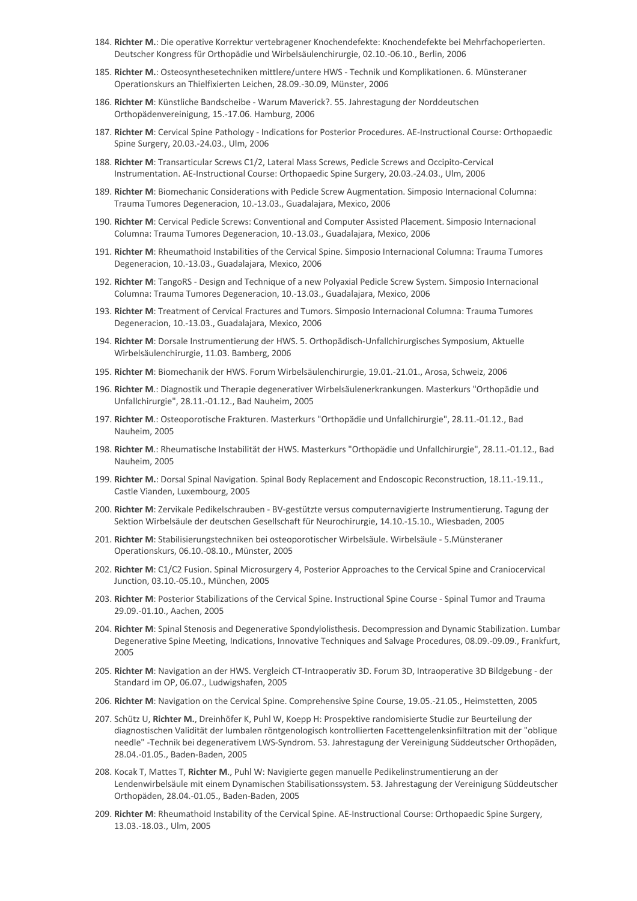184. **Richter M.**: Die operative Korrektur vertebragener Knochendefekte: Knochendefekte bei Mehrfachoperierten. Deutscher Kongress für Orthopädie und Wirbelsäulenchirurgie, 02.10.-06.10., Berlin, 2006

185. **Richter M.**: Osteosynthesetechniken mittlere/untere HWS - Technik und Komplikationen. 6. Münsteraner Operationskurs an Thielfixierten Leichen, 28.09.-30.09, Münster, 2006

186. **Richter M**: Künstliche Bandscheibe - Warum Maverick?. 55. Jahrestagung der Norddeutschen Orthopädenvereinigung, 15.-17.06. Hamburg, 2006

187. **Richter M**: Cervical Spine Pathology - Indications for Posterior Procedures. AE-Instructional Course: Orthopaedic Spine Surgery, 20.03.-24.03., Ulm, 2006

188. **Richter M**: Transarticular Screws C1/2, Lateral Mass Screws, Pedicle Screws and Occipito-Cervical Instrumentation. AE-Instructional Course: Orthopaedic Spine Surgery, 20.03.-24.03., Ulm, 2006

189. **Richter M**: Biomechanic Considerations with Pedicle Screw Augmentation. Simposio Internacional Columna: Trauma Tumores Degeneracion, 10.-13.03., Guadalajara, Mexico, 2006

190. **Richter M**: Cervical Pedicle Screws: Conventional and Computer Assisted Placement. Simposio Internacional Columna: Trauma Tumores Degeneracion, 10.-13.03., Guadalajara, Mexico, 2006

191. **Richter M**: Rheumathoid Instabilities of the Cervical Spine. Simposio Internacional Columna: Trauma Tumores Degeneracion, 10.-13.03., Guadalajara, Mexico, 2006

192. **Richter M**: TangoRS - Design and Technique of a new Polyaxial Pedicle Screw System. Simposio Internacional Columna: Trauma Tumores Degeneracion, 10.-13.03., Guadalajara, Mexico, 2006

193. **Richter M**: Treatment of Cervical Fractures and Tumors. Simposio Internacional Columna: Trauma Tumores Degeneracion, 10.-13.03., Guadalajara, Mexico, 2006

194. **Richter M**: Dorsale Instrumentierung der HWS. 5. Orthopädisch-Unfallchirurgisches Symposium, Aktuelle Wirbelsäulenchirurgie, 11.03. Bamberg, 2006

195. **Richter M**: Biomechanik der HWS. Forum Wirbelsäulenchirurgie, 19.01.-21.01., Arosa, Schweiz, 2006

196. **Richter M**.: Diagnostik und Therapie degenerativer Wirbelsäulenerkrankungen. Masterkurs "Orthopädie und Unfallchirurgie", 28.11.-01.12., Bad Nauheim, 2005

197. **Richter M**.: Osteoporotische Frakturen. Masterkurs "Orthopädie und Unfallchirurgie", 28.11.-01.12., Bad Nauheim, 2005

198. **Richter M**.: Rheumatische Instabilität der HWS. Masterkurs "Orthopädie und Unfallchirurgie", 28.11.-01.12., Bad Nauheim, 2005

199. **Richter M.**: Dorsal Spinal Navigation. Spinal Body Replacement and Endoscopic Reconstruction, 18.11.-19.11., Castle Vianden, Luxembourg, 2005

200. **Richter M**: Zervikale Pedikelschrauben - BV-gestützte versus computernavigierte Instrumentierung. Tagung der Sektion Wirbelsäule der deutschen Gesellschaft für Neurochirurgie, 14.10.-15.10., Wiesbaden, 2005

201. **Richter M**: Stabilisierungstechniken bei osteoporotischer Wirbelsäule. Wirbelsäule - 5.Münsteraner Operationskurs, 06.10.-08.10., Münster, 2005

202. **Richter M**: C1/C2 Fusion. Spinal Microsurgery 4, Posterior Approaches to the Cervical Spine and Craniocervical Junction, 03.10.-05.10., München, 2005

203. **Richter M**: Posterior Stabilizations of the Cervical Spine. Instructional Spine Course - Spinal Tumor and Trauma 29.09.-01.10., Aachen, 2005

204. **Richter M**: Spinal Stenosis and Degenerative Spondylolisthesis. Decompression and Dynamic Stabilization. Lumbar Degenerative Spine Meeting, Indications, Innovative Techniques and Salvage Procedures, 08.09.-09.09., Frankfurt, 2005

205. **Richter M**: Navigation an der HWS. Vergleich CT-Intraoperativ 3D. Forum 3D, Intraoperative 3D Bildgebung - der Standard im OP, 06.07., Ludwigshafen, 2005

206. **Richter M**: Navigation on the Cervical Spine. Comprehensive Spine Course, 19.05.-21.05., Heimstetten, 2005

207. Schütz U, **Richter M.**, Dreinhöfer K, Puhl W, Koepp H: Prospektive randomisierte Studie zur Beurteilung der diagnostischen Validität der lumbalen röntgenologisch kontrollierten Facettengelenksinfiltration mit der "oblique needle" -Technik bei degenerativem LWS-Syndrom. 53. Jahrestagung der Vereinigung Süddeutscher Orthopäden, 28.04.-01.05., Baden-Baden, 2005

208. Kocak T, Mattes T, **Richter M**., Puhl W: Navigierte gegen manuelle Pedikelinstrumentierung an der Lendenwirbelsäule mit einem Dynamischen Stabilisationssystem. 53. Jahrestagung der Vereinigung Süddeutscher Orthopäden, 28.04.-01.05., Baden-Baden, 2005

209. **Richter M**: Rheumathoid Instability of the Cervical Spine. AE-Instructional Course: Orthopaedic Spine Surgery, 13.03.-18.03., Ulm, 2005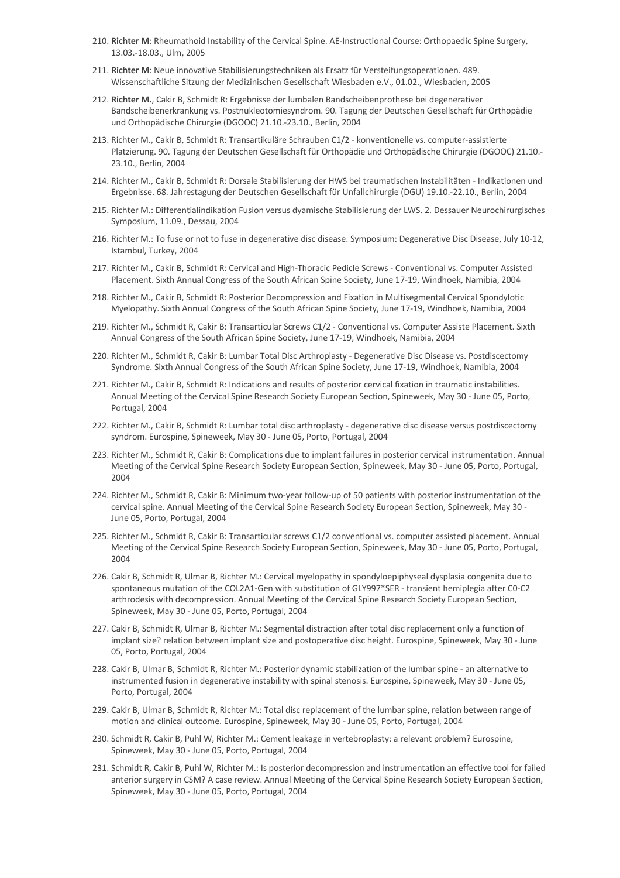210. **Richter M**: Rheumathoid Instability of the Cervical Spine. AE-Instructional Course: Orthopaedic Spine Surgery, 13.03.-18.03., Ulm, 2005

211. **Richter M**: Neue innovative Stabilisierungstechniken als Ersatz für Versteifungsoperationen. 489. Wissenschaftliche Sitzung der Medizinischen Gesellschaft Wiesbaden e.V., 01.02., Wiesbaden, 2005

212. **Richter M.**, Cakir B, Schmidt R: Ergebnisse der lumbalen Bandscheibenprothese bei degenerativer Bandscheibenerkrankung vs. Postnukleotomiesyndrom. 90. Tagung der Deutschen Gesellschaft für Orthopädie und Orthopädische Chirurgie (DGOOC) 21.10.-23.10., Berlin, 2004

213. Richter M., Cakir B, Schmidt R: Transartikuläre Schrauben C1/2 - konventionelle vs. computer-assistierte Platzierung. 90. Tagung der Deutschen Gesellschaft für Orthopädie und Orthopädische Chirurgie (DGOOC) 21.10.-23.10., Berlin, 2004

214. Richter M., Cakir B, Schmidt R: Dorsale Stabilisierung der HWS bei traumatischen Instabilitäten - Indikationen und Ergebnisse. 68. Jahrestagung der Deutschen Gesellschaft für Unfallchirurgie (DGU) 19.10.-22.10., Berlin, 2004

215. Richter M.: Differentialindikation Fusion versus dyamische Stabilisierung der LWS. 2. Dessauer Neurochirurgisches Symposium, 11.09., Dessau, 2004

216. Richter M.: To fuse or not to fuse in degenerative disc disease. Symposium: Degenerative Disc Disease, July 10-12, Istambul, Turkey, 2004

217. Richter M., Cakir B, Schmidt R: Cervical and High-Thoracic Pedicle Screws - Conventional vs. Computer Assisted Placement. Sixth Annual Congress of the South African Spine Society, June 17-19, Windhoek, Namibia, 2004

218. Richter M., Cakir B, Schmidt R: Posterior Decompression and Fixation in Multisegmental Cervical Spondylotic Myelopathy. Sixth Annual Congress of the South African Spine Society, June 17-19, Windhoek, Namibia, 2004

219. Richter M., Schmidt R, Cakir B: Transarticular Screws C1/2 - Conventional vs. Computer Assiste Placement. Sixth Annual Congress of the South African Spine Society, June 17-19, Windhoek, Namibia, 2004

220. Richter M., Schmidt R, Cakir B: Lumbar Total Disc Arthroplasty - Degenerative Disc Disease vs. Postdiscectomy Syndrome. Sixth Annual Congress of the South African Spine Society, June 17-19, Windhoek, Namibia, 2004

221. Richter M., Cakir B, Schmidt R: Indications and results of posterior cervical fixation in traumatic instabilities. Annual Meeting of the Cervical Spine Research Society European Section, Spineweek, May 30 - June 05, Porto, Portugal, 2004

222. Richter M., Cakir B, Schmidt R: Lumbar total disc arthroplasty - degenerative disc disease versus postdiscectomy syndrom. Eurospine, Spineweek, May 30 - June 05, Porto, Portugal, 2004

223. Richter M., Schmidt R, Cakir B: Complications due to implant failures in posterior cervical instrumentation. Annual Meeting of the Cervical Spine Research Society European Section, Spineweek, May 30 - June 05, Porto, Portugal, 2004

224. Richter M., Schmidt R, Cakir B: Minimum two-year follow-up of 50 patients with posterior instrumentation of the cervical spine. Annual Meeting of the Cervical Spine Research Society European Section, Spineweek, May 30 - June 05, Porto, Portugal, 2004

225. Richter M., Schmidt R, Cakir B: Transarticular screws C1/2 conventional vs. computer assisted placement. Annual Meeting of the Cervical Spine Research Society European Section, Spineweek, May 30 - June 05, Porto, Portugal, 2004

226. Cakir B, Schmidt R, Ulmar B, Richter M.: Cervical myelopathy in spondyloepiphyseal dysplasia congenita due to spontaneous mutation of the COL2A1-Gen with substitution of GLY997*SER - transient hemiplegia after C0-C2 arthrodesis with decompression. Annual Meeting of the Cervical Spine Research Society European Section, Spineweek, May 30 - June 05, Porto, Portugal, 2004

227. Cakir B, Schmidt R, Ulmar B, Richter M.: Segmental distraction after total disc replacement only a function of implant size? relation between implant size and postoperative disc height. Eurospine, Spineweek, May 30 - June 05, Porto, Portugal, 2004

228. Cakir B, Ulmar B, Schmidt R, Richter M.: Posterior dynamic stabilization of the lumbar spine - an alternative to instrumented fusion in degenerative instability with spinal stenosis. Eurospine, Spineweek, May 30 - June 05, Porto, Portugal, 2004

229. Cakir B, Ulmar B, Schmidt R, Richter M.: Total disc replacement of the lumbar spine, relation between range of motion and clinical outcome. Eurospine, Spineweek, May 30 - June 05, Porto, Portugal, 2004

230. Schmidt R, Cakir B, Puhl W, Richter M.: Cement leakage in vertebroplasty: a relevant problem? Eurospine, Spineweek, May 30 - June 05, Porto, Portugal, 2004

231. Schmidt R, Cakir B, Puhl W, Richter M.: Is posterior decompression and instrumentation an effective tool for failed anterior surgery in CSM? A case review. Annual Meeting of the Cervical Spine Research Society European Section, Spineweek, May 30 - June 05, Porto, Portugal, 2004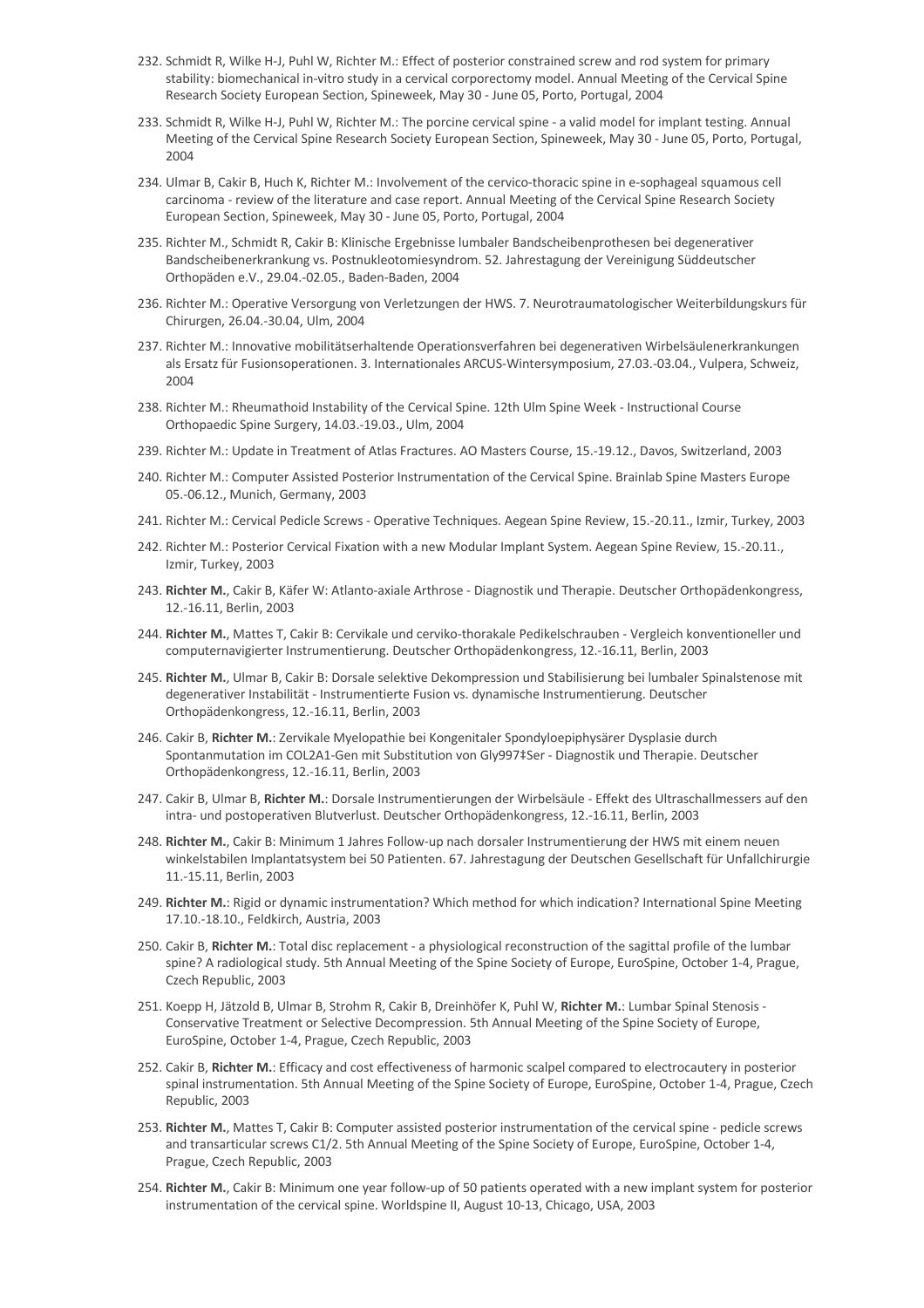232. Schmidt R, Wilke H-J, Puhl W, Richter M.: Effect of posterior constrained screw and rod system for primary stability: biomechanical in-vitro study in a cervical corporectomy model. Annual Meeting of the Cervical Spine Research Society European Section, Spineweek, May 30 - June 05, Porto, Portugal, 2004

233. Schmidt R, Wilke H-J, Puhl W, Richter M.: The porcine cervical spine - a valid model for implant testing. Annual Meeting of the Cervical Spine Research Society European Section, Spineweek, May 30 - June 05, Porto, Portugal, 2004

234. Ulmar B, Cakir B, Huch K, Richter M.: Involvement of the cervico-thoracic spine in e-sophageal squamous cell carcinoma - review of the literature and case report. Annual Meeting of the Cervical Spine Research Society European Section, Spineweek, May 30 - June 05, Porto, Portugal, 2004

235. Richter M., Schmidt R, Cakir B: Klinische Ergebnisse lumbaler Bandscheibenprothesen bei degenerativer Bandscheibenerkrankung vs. Postnukleotomiesyndrom. 52. Jahrestagung der Vereinigung Süddeutscher Orthopäden e.V., 29.04.-02.05., Baden-Baden, 2004

236. Richter M.: Operative Versorgung von Verletzungen der HWS. 7. Neurotraumatologischer Weiterbildungskurs für Chirurgen, 26.04.-30.04, Ulm, 2004

237. Richter M.: Innovative mobilitätserhaltende Operationsverfahren bei degenerativen Wirbelsäulenerkrankungen als Ersatz für Fusionsoperationen. 3. Internationales ARCUS-Wintersymposium, 27.03.-03.04., Vulpera, Schweiz, 2004

238. Richter M.: Rheumathoid Instability of the Cervical Spine. 12th Ulm Spine Week - Instructional Course Orthopaedic Spine Surgery, 14.03.-19.03., Ulm, 2004

239. Richter M.: Update in Treatment of Atlas Fractures. AO Masters Course, 15.-19.12., Davos, Switzerland, 2003

240. Richter M.: Computer Assisted Posterior Instrumentation of the Cervical Spine. Brainlab Spine Masters Europe 05.-06.12., Munich, Germany, 2003

241. Richter M.: Cervical Pedicle Screws - Operative Techniques. Aegean Spine Review, 15.-20.11., Izmir, Turkey, 2003

242. Richter M.: Posterior Cervical Fixation with a new Modular Implant System. Aegean Spine Review, 15.-20.11., Izmir, Turkey, 2003

243. **Richter M.**, Cakir B, Käfer W: Atlanto-axiale Arthrose - Diagnostik und Therapie. Deutscher Orthopädenkongress, 12.-16.11, Berlin, 2003

244. **Richter M.**, Mattes T, Cakir B: Cervikale und cerviko-thorakale Pedikelschrauben - Vergleich konventioneller und computernavigierter Instrumentierung. Deutscher Orthopädenkongress, 12.-16.11, Berlin, 2003

245. **Richter M.**, Ulmar B, Cakir B: Dorsale selektive Dekompression und Stabilisierung bei lumbaler Spinalstenose mit degenerativer Instabilität - Instrumentierte Fusion vs. dynamische Instrumentierung. Deutscher Orthopädenkongress, 12.-16.11, Berlin, 2003

246. Cakir B, **Richter M.**: Zervikale Myelopathie bei Kongenitaler Spondyloepiphysärer Dysplasie durch Spontanmutation im COL2A1-Gen mit Substitution von Gly997‡Ser - Diagnostik und Therapie. Deutscher Orthopädenkongress, 12.-16.11, Berlin, 2003

247. Cakir B, Ulmar B, **Richter M.**: Dorsale Instrumentierungen der Wirbelsäule - Effekt des Ultraschallmessers auf den intra- und postoperativen Blutverlust. Deutscher Orthopädenkongress, 12.-16.11, Berlin, 2003

248. **Richter M.**, Cakir B: Minimum 1 Jahres Follow-up nach dorsaler Instrumentierung der HWS mit einem neuen winkelstabilen Implantatsystem bei 50 Patienten. 67. Jahrestagung der Deutschen Gesellschaft für Unfallchirurgie 11.-15.11, Berlin, 2003

249. **Richter M.**: Rigid or dynamic instrumentation? Which method for which indication? International Spine Meeting 17.10.-18.10., Feldkirch, Austria, 2003

250. Cakir B, **Richter M.**: Total disc replacement - a physiological reconstruction of the sagittal profile of the lumbar spine? A radiological study. 5th Annual Meeting of the Spine Society of Europe, EuroSpine, October 1-4, Prague, Czech Republic, 2003

251. Koepp H, Jätzold B, Ulmar B, Strohm R, Cakir B, Dreinhöfer K, Puhl W, **Richter M.**: Lumbar Spinal Stenosis - Conservative Treatment or Selective Decompression. 5th Annual Meeting of the Spine Society of Europe, EuroSpine, October 1-4, Prague, Czech Republic, 2003

252. Cakir B, **Richter M.**: Efficacy and cost effectiveness of harmonic scalpel compared to electrocautery in posterior spinal instrumentation. 5th Annual Meeting of the Spine Society of Europe, EuroSpine, October 1-4, Prague, Czech Republic, 2003

253. **Richter M.**, Mattes T, Cakir B: Computer assisted posterior instrumentation of the cervical spine - pedicle screws and transarticular screws C1/2. 5th Annual Meeting of the Spine Society of Europe, EuroSpine, October 1-4, Prague, Czech Republic, 2003

254. **Richter M.**, Cakir B: Minimum one year follow-up of 50 patients operated with a new implant system for posterior instrumentation of the cervical spine. Worldspine II, August 10-13, Chicago, USA, 2003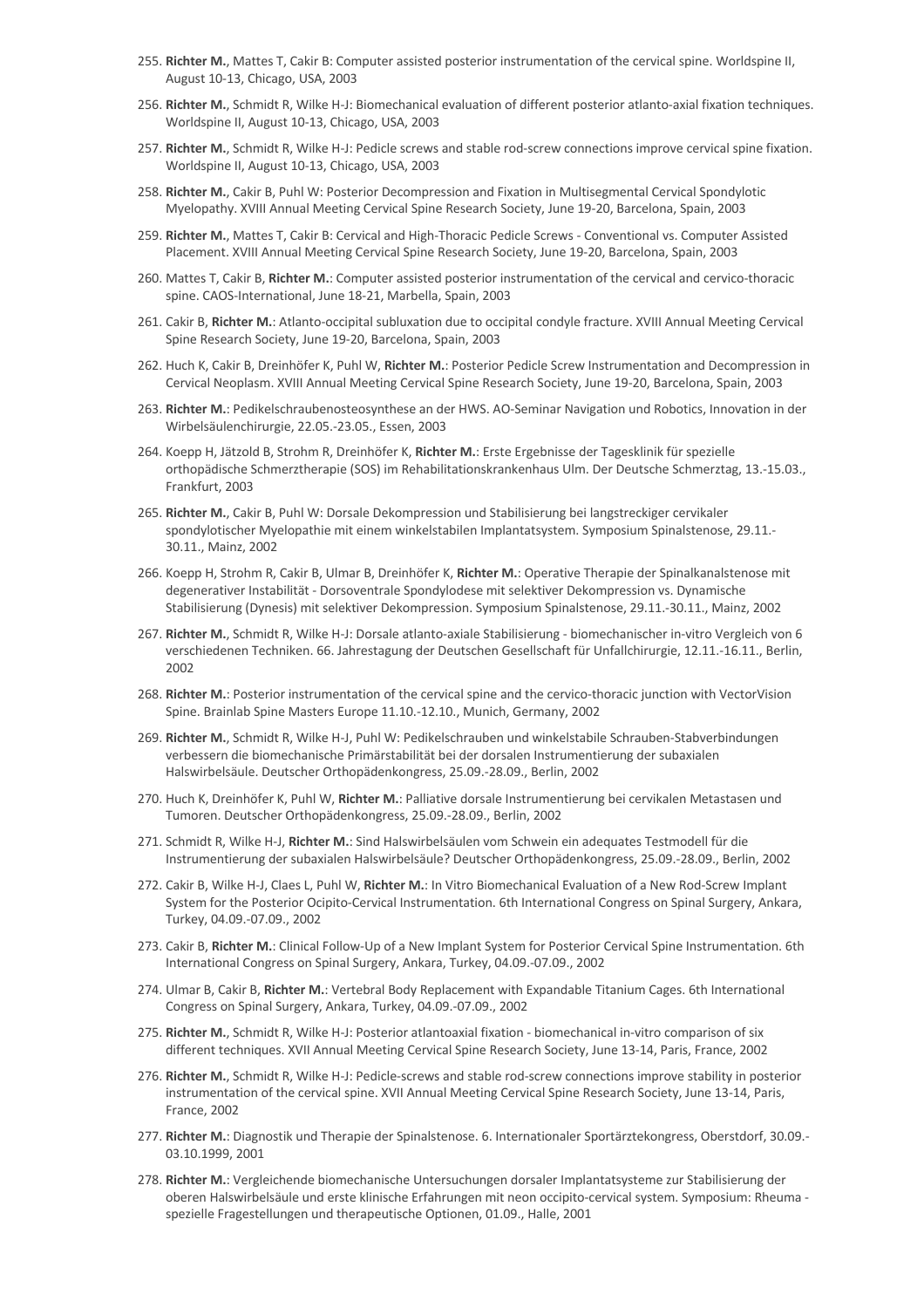255. **Richter M.**, Mattes T, Cakir B: Computer assisted posterior instrumentation of the cervical spine. Worldspine II, August 10-13, Chicago, USA, 2003

256. **Richter M.**, Schmidt R, Wilke H-J: Biomechanical evaluation of different posterior atlanto-axial fixation techniques. Worldspine II, August 10-13, Chicago, USA, 2003

257. **Richter M.**, Schmidt R, Wilke H-J: Pedicle screws and stable rod-screw connections improve cervical spine fixation. Worldspine II, August 10-13, Chicago, USA, 2003

258. **Richter M.**, Cakir B, Puhl W: Posterior Decompression and Fixation in Multisegmental Cervical Spondylotic Myelopathy. XVIII Annual Meeting Cervical Spine Research Society, June 19-20, Barcelona, Spain, 2003

259. **Richter M.**, Mattes T, Cakir B: Cervical and High-Thoracic Pedicle Screws - Conventional vs. Computer Assisted Placement. XVIII Annual Meeting Cervical Spine Research Society, June 19-20, Barcelona, Spain, 2003

260. Mattes T, Cakir B, **Richter M.**: Computer assisted posterior instrumentation of the cervical and cervico-thoracic spine. CAOS-International, June 18-21, Marbella, Spain, 2003

261. Cakir B, **Richter M.**: Atlanto-occipital subluxation due to occipital condyle fracture. XVIII Annual Meeting Cervical Spine Research Society, June 19-20, Barcelona, Spain, 2003

262. Huch K, Cakir B, Dreinhöfer K, Puhl W, **Richter M.**: Posterior Pedicle Screw Instrumentation and Decompression in Cervical Neoplasm. XVIII Annual Meeting Cervical Spine Research Society, June 19-20, Barcelona, Spain, 2003

263. **Richter M.**: Pedikelschraubenosteosynthese an der HWS. AO-Seminar Navigation und Robotics, Innovation in der Wirbelsäulenchirurgie, 22.05.-23.05., Essen, 2003

264. Koepp H, Jätzold B, Strohm R, Dreinhöfer K, **Richter M.**: Erste Ergebnisse der Tagesklinik für spezielle orthopädische Schmerztherapie (SOS) im Rehabilitationskrankenhaus Ulm. Der Deutsche Schmerztag, 13.-15.03., Frankfurt, 2003

265. **Richter M.**, Cakir B, Puhl W: Dorsale Dekompression und Stabilisierung bei langstreckiger cervikaler spondylotischer Myelopathie mit einem winkelstabilen Implantatsystem. Symposium Spinalstenose, 29.11.-30.11., Mainz, 2002

266. Koepp H, Strohm R, Cakir B, Ulmar B, Dreinhöfer K, **Richter M.**: Operative Therapie der Spinalkanalstenose mit degenerativer Instabilität - Dorsoventrale Spondylodese mit selektiver Dekompression vs. Dynamische Stabilisierung (Dynesis) mit selektiver Dekompression. Symposium Spinalstenose, 29.11.-30.11., Mainz, 2002

267. **Richter M.**, Schmidt R, Wilke H-J: Dorsale atlanto-axiale Stabilisierung - biomechanischer in-vitro Vergleich von 6 verschiedenen Techniken. 66. Jahrestagung der Deutschen Gesellschaft für Unfallchirurgie, 12.11.-16.11., Berlin, 2002

268. **Richter M.**: Posterior instrumentation of the cervical spine and the cervico-thoracic junction with VectorVision Spine. Brainlab Spine Masters Europe 11.10.-12.10., Munich, Germany, 2002

269. **Richter M.**, Schmidt R, Wilke H-J, Puhl W: Pedikelschrauben und winkelstabile Schrauben-Stabverbindungen verbessern die biomechanische Primärstabilität bei der dorsalen Instrumentierung der subaxialen Halswirbelsäule. Deutscher Orthopädenkongress, 25.09.-28.09., Berlin, 2002

270. Huch K, Dreinhöfer K, Puhl W, **Richter M.**: Palliative dorsale Instrumentierung bei cervikalen Metastasen und Tumoren. Deutscher Orthopädenkongress, 25.09.-28.09., Berlin, 2002

271. Schmidt R, Wilke H-J, **Richter M.**: Sind Halswirbelsäulen vom Schwein ein adequates Testmodell für die Instrumentierung der subaxialen Halswirbelsäule? Deutscher Orthopädenkongress, 25.09.-28.09., Berlin, 2002

272. Cakir B, Wilke H-J, Claes L, Puhl W, **Richter M.**: In Vitro Biomechanical Evaluation of a New Rod-Screw Implant System for the Posterior Ocipito-Cervical Instrumentation. 6th International Congress on Spinal Surgery, Ankara, Turkey, 04.09.-07.09., 2002

273. Cakir B, **Richter M.**: Clinical Follow-Up of a New Implant System for Posterior Cervical Spine Instrumentation. 6th International Congress on Spinal Surgery, Ankara, Turkey, 04.09.-07.09., 2002

274. Ulmar B, Cakir B, **Richter M.**: Vertebral Body Replacement with Expandable Titanium Cages. 6th International Congress on Spinal Surgery, Ankara, Turkey, 04.09.-07.09., 2002

275. **Richter M.**, Schmidt R, Wilke H-J: Posterior atlantoaxial fixation - biomechanical in-vitro comparison of six different techniques. XVII Annual Meeting Cervical Spine Research Society, June 13-14, Paris, France, 2002

276. **Richter M.**, Schmidt R, Wilke H-J: Pedicle-screws and stable rod-screw connections improve stability in posterior instrumentation of the cervical spine. XVII Annual Meeting Cervical Spine Research Society, June 13-14, Paris, France, 2002

277. **Richter M.**: Diagnostik und Therapie der Spinalstenose. 6. Internationaler Sportärztekongress, Oberstdorf, 30.09.-03.10.1999, 2001

278. **Richter M.**: Vergleichende biomechanische Untersuchungen dorsaler Implantatsysteme zur Stabilisierung der oberen Halswirbelsäule und erste klinische Erfahrungen mit neon occipito-cervical system. Symposium: Rheuma - spezielle Fragestellungen und therapeutische Optionen, 01.09., Halle, 2001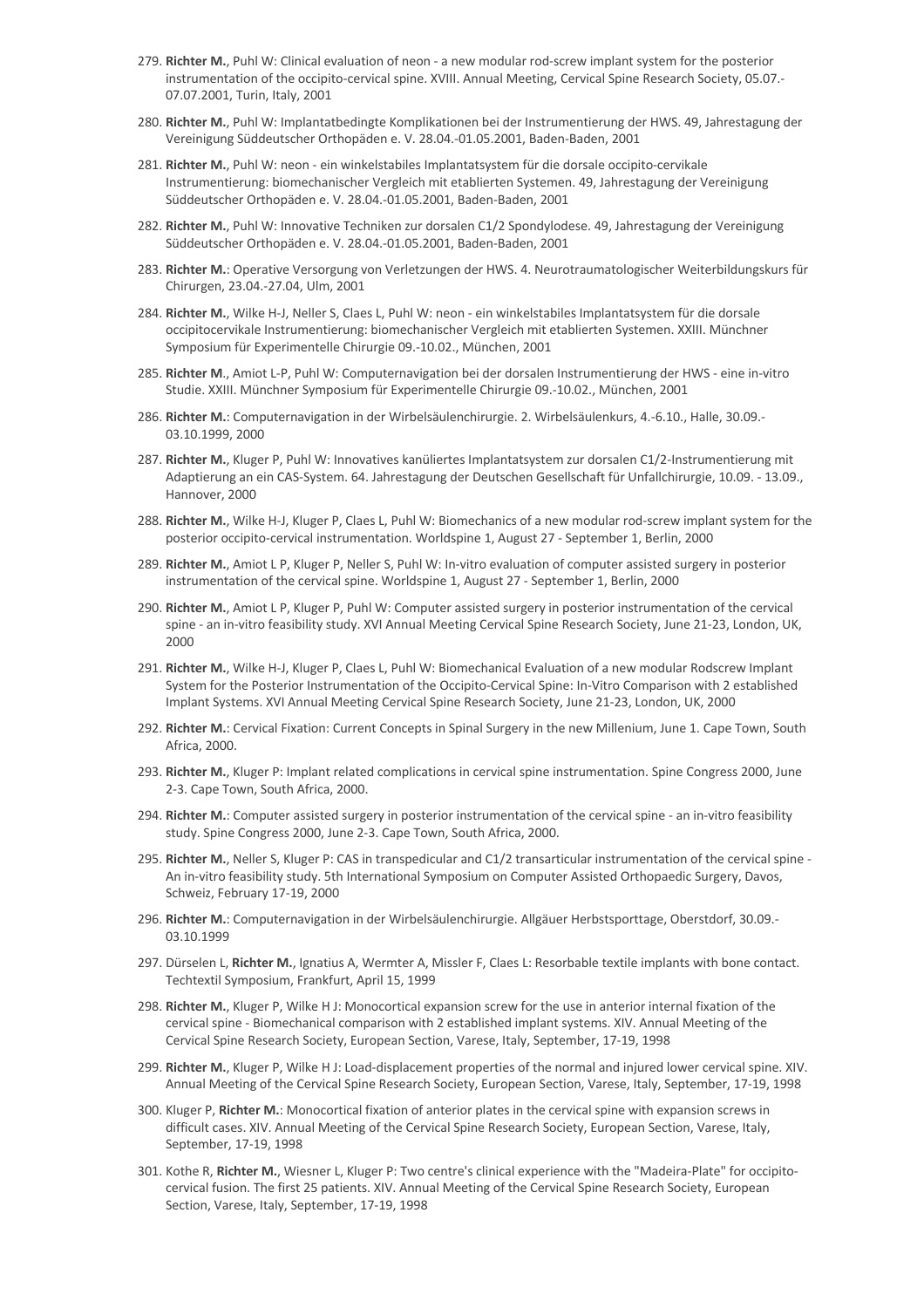279. **Richter M.**, Puhl W: Clinical evaluation of neon - a new modular rod-screw implant system for the posterior instrumentation of the occipito-cervical spine. XVIII. Annual Meeting, Cervical Spine Research Society, 05.07.-07.07.2001, Turin, Italy, 2001

280. **Richter M.**, Puhl W: Implantatbedingte Komplikationen bei der Instrumentierung der HWS. 49, Jahrestagung der Vereinigung Süddeutscher Orthopäden e. V. 28.04.-01.05.2001, Baden-Baden, 2001

281. **Richter M.**, Puhl W: neon - ein winkelstabiles Implantatsystem für die dorsale occipito-cervikale Instrumentierung: biomechanischer Vergleich mit etablierten Systemen. 49, Jahrestagung der Vereinigung Süddeutscher Orthopäden e. V. 28.04.-01.05.2001, Baden-Baden, 2001

282. **Richter M.**, Puhl W: Innovative Techniken zur dorsalen C1/2 Spondylodese. 49, Jahrestagung der Vereinigung Süddeutscher Orthopäden e. V. 28.04.-01.05.2001, Baden-Baden, 2001

283. **Richter M.**: Operative Versorgung von Verletzungen der HWS. 4. Neurotraumatologischer Weiterbildungskurs für Chirurgen, 23.04.-27.04, Ulm, 2001

284. **Richter M.**, Wilke H-J, Neller S, Claes L, Puhl W: neon - ein winkelstabiles Implantatsystem für die dorsale occipitocervikale Instrumentierung: biomechanischer Vergleich mit etablierten Systemen. XXIII. Münchner Symposium für Experimentelle Chirurgie 09.-10.02., München, 2001

285. **Richter M**., Amiot L-P, Puhl W: Computernavigation bei der dorsalen Instrumentierung der HWS - eine in-vitro Studie. XXIII. Münchner Symposium für Experimentelle Chirurgie 09.-10.02., München, 2001

286. **Richter M.**: Computernavigation in der Wirbelsäulenchirurgie. 2. Wirbelsäulenkurs, 4.-6.10., Halle, 30.09.-03.10.1999, 2000

287. **Richter M.**, Kluger P, Puhl W: Innovatives kanüliertes Implantatsystem zur dorsalen C1/2-Instrumentierung mit Adaptierung an ein CAS-System. 64. Jahrestagung der Deutschen Gesellschaft für Unfallchirurgie, 10.09. - 13.09., Hannover, 2000

288. **Richter M.**, Wilke H-J, Kluger P, Claes L, Puhl W: Biomechanics of a new modular rod-screw implant system for the posterior occipito-cervical instrumentation. Worldspine 1, August 27 - September 1, Berlin, 2000

289. **Richter M.**, Amiot L P, Kluger P, Neller S, Puhl W: In-vitro evaluation of computer assisted surgery in posterior instrumentation of the cervical spine. Worldspine 1, August 27 - September 1, Berlin, 2000

290. **Richter M.**, Amiot L P, Kluger P, Puhl W: Computer assisted surgery in posterior instrumentation of the cervical spine - an in-vitro feasibility study. XVI Annual Meeting Cervical Spine Research Society, June 21-23, London, UK, 2000

291. **Richter M.**, Wilke H-J, Kluger P, Claes L, Puhl W: Biomechanical Evaluation of a new modular Rodscrew Implant System for the Posterior Instrumentation of the Occipito-Cervical Spine: In-Vitro Comparison with 2 established Implant Systems. XVI Annual Meeting Cervical Spine Research Society, June 21-23, London, UK, 2000

292. **Richter M.**: Cervical Fixation: Current Concepts in Spinal Surgery in the new Millenium, June 1. Cape Town, South Africa, 2000.

293. **Richter M.**, Kluger P: Implant related complications in cervical spine instrumentation. Spine Congress 2000, June 2-3. Cape Town, South Africa, 2000.

294. **Richter M.**: Computer assisted surgery in posterior instrumentation of the cervical spine - an in-vitro feasibility study. Spine Congress 2000, June 2-3. Cape Town, South Africa, 2000.

295. **Richter M.**, Neller S, Kluger P: CAS in transpedicular and C1/2 transarticular instrumentation of the cervical spine - An in-vitro feasibility study. 5th International Symposium on Computer Assisted Orthopaedic Surgery, Davos, Schweiz, February 17-19, 2000

296. **Richter M.**: Computernavigation in der Wirbelsäulenchirurgie. Allgäuer Herbstsporttage, Oberstdorf, 30.09.-03.10.1999

297. Dürselen L, **Richter M.**, Ignatius A, Wermter A, Missler F, Claes L: Resorbable textile implants with bone contact. Techtextil Symposium, Frankfurt, April 15, 1999

298. **Richter M.**, Kluger P, Wilke H J: Monocortical expansion screw for the use in anterior internal fixation of the cervical spine - Biomechanical comparison with 2 established implant systems. XIV. Annual Meeting of the Cervical Spine Research Society, European Section, Varese, Italy, September, 17-19, 1998

299. **Richter M.**, Kluger P, Wilke H J: Load-displacement properties of the normal and injured lower cervical spine. XIV. Annual Meeting of the Cervical Spine Research Society, European Section, Varese, Italy, September, 17-19, 1998

300. Kluger P, **Richter M.**: Monocortical fixation of anterior plates in the cervical spine with expansion screws in difficult cases. XIV. Annual Meeting of the Cervical Spine Research Society, European Section, Varese, Italy, September, 17-19, 1998

301. Kothe R, **Richter M.**, Wiesner L, Kluger P: Two centre's clinical experience with the "Madeira-Plate" for occipito-cervical fusion. The first 25 patients. XIV. Annual Meeting of the Cervical Spine Research Society, European Section, Varese, Italy, September, 17-19, 1998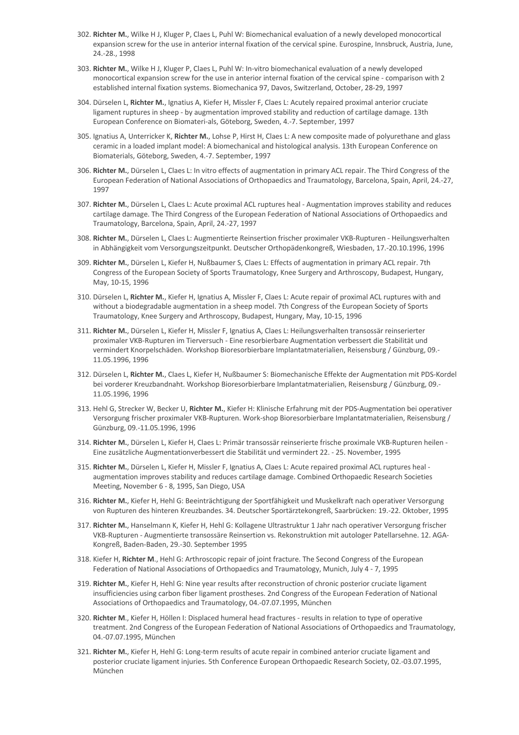302. **Richter M.**, Wilke H J, Kluger P, Claes L, Puhl W: Biomechanical evaluation of a newly developed monocortical expansion screw for the use in anterior internal fixation of the cervical spine. Eurospine, Innsbruck, Austria, June, 24.-28., 1998

303. **Richter M.**, Wilke H J, Kluger P, Claes L, Puhl W: In-vitro biomechanical evaluation of a newly developed monocortical expansion screw for the use in anterior internal fixation of the cervical spine - comparison with 2 established internal fixation systems. Biomechanica 97, Davos, Switzerland, October, 28-29, 1997

304. Dürselen L, **Richter M.**, Ignatius A, Kiefer H, Missler F, Claes L: Acutely repaired proximal anterior cruciate ligament ruptures in sheep - by augmentation improved stability and reduction of cartilage damage. 13th European Conference on Biomateri-als, Göteborg, Sweden, 4.-7. September, 1997

305. Ignatius A, Unterricker K, **Richter M.**, Lohse P, Hirst H, Claes L: A new composite made of polyurethane and glass ceramic in a loaded implant model: A biomechanical and histological analysis. 13th European Conference on Biomaterials, Göteborg, Sweden, 4.-7. September, 1997

306. **Richter M.**, Dürselen L, Claes L: In vitro effects of augmentation in primary ACL repair. The Third Congress of the European Federation of National Associations of Orthopaedics and Traumatology, Barcelona, Spain, April, 24.-27, 1997

307. **Richter M.**, Dürselen L, Claes L: Acute proximal ACL ruptures heal - Augmentation improves stability and reduces cartilage damage. The Third Congress of the European Federation of National Associations of Orthopaedics and Traumatology, Barcelona, Spain, April, 24.-27, 1997

308. **Richter M.**, Dürselen L, Claes L: Augmentierte Reinsertion frischer proximaler VKB-Rupturen - Heilungsverhalten in Abhängigkeit vom Versorgungszeitpunkt. Deutscher Orthopädenkongreß, Wiesbaden, 17.-20.10.1996, 1996

309. **Richter M.**, Dürselen L, Kiefer H, Nußbaumer S, Claes L: Effects of augmentation in primary ACL repair. 7th Congress of the European Society of Sports Traumatology, Knee Surgery and Arthroscopy, Budapest, Hungary, May, 10-15, 1996

310. Dürselen L, **Richter M.**, Kiefer H, Ignatius A, Missler F, Claes L: Acute repair of proximal ACL ruptures with and without a biodegradable augmentation in a sheep model. 7th Congress of the European Society of Sports Traumatology, Knee Surgery and Arthroscopy, Budapest, Hungary, May, 10-15, 1996

311. **Richter M.**, Dürselen L, Kiefer H, Missler F, Ignatius A, Claes L: Heilungsverhalten transossär reinserierter proximaler VKB-Rupturen im Tierversuch - Eine resorbierbare Augmentation verbessert die Stabilität und vermindert Knorpelschäden. Workshop Bioresorbierbare Implantatmaterialien, Reisensburg / Günzburg, 09.-11.05.1996, 1996

312. Dürselen L, **Richter M.**, Claes L, Kiefer H, Nußbaumer S: Biomechanische Effekte der Augmentation mit PDS-Kordel bei vorderer Kreuzbandnaht. Workshop Bioresorbierbare Implantatmaterialien, Reisensburg / Günzburg, 09.-11.05.1996, 1996

313. Hehl G, Strecker W, Becker U, **Richter M.**, Kiefer H: Klinische Erfahrung mit der PDS-Augmentation bei operativer Versorgung frischer proximaler VKB-Rupturen. Work-shop Bioresorbierbare Implantatmaterialien, Reisensburg / Günzburg, 09.-11.05.1996, 1996

314. **Richter M.**, Dürselen L, Kiefer H, Claes L: Primär transossär reinserierte frische proximale VKB-Rupturen heilen - Eine zusätzliche Augmentationverbessert die Stabilität und vermindert 22. - 25. November, 1995

315. **Richter M.**, Dürselen L, Kiefer H, Missler F, Ignatius A, Claes L: Acute repaired proximal ACL ruptures heal - augmentation improves stability and reduces cartilage damage. Combined Orthopaedic Research Societies Meeting, November 6 - 8, 1995, San Diego, USA

316. **Richter M.**, Kiefer H, Hehl G: Beeinträchtigung der Sportfähigkeit und Muskelkraft nach operativer Versorgung von Rupturen des hinteren Kreuzbandes. 34. Deutscher Sportärztekongreß, Saarbrücken: 19.-22. Oktober, 1995

317. **Richter M.**, Hanselmann K, Kiefer H, Hehl G: Kollagene Ultrastruktur 1 Jahr nach operativer Versorgung frischer VKB-Rupturen - Augmentierte transossäre Reinsertion vs. Rekonstruktion mit autologer Patellarsehne. 12. AGA-Kongreß, Baden-Baden, 29.-30. September 1995

318. Kiefer H, **Richter M**., Hehl G: Arthroscopic repair of joint fracture. The Second Congress of the European Federation of National Associations of Orthopaedics and Traumatology, Munich, July 4 - 7, 1995

319. **Richter M.**, Kiefer H, Hehl G: Nine year results after reconstruction of chronic posterior cruciate ligament insufficiencies using carbon fiber ligament prostheses. 2nd Congress of the European Federation of National Associations of Orthopaedics and Traumatology, 04.-07.07.1995, München

320. **Richter M**., Kiefer H, Höllen I: Displaced humeral head fractures - results in relation to type of operative treatment. 2nd Congress of the European Federation of National Associations of Orthopaedics and Traumatology, 04.-07.07.1995, München

321. **Richter M.**, Kiefer H, Hehl G: Long-term results of acute repair in combined anterior cruciate ligament and posterior cruciate ligament injuries. 5th Conference European Orthopaedic Research Society, 02.-03.07.1995, München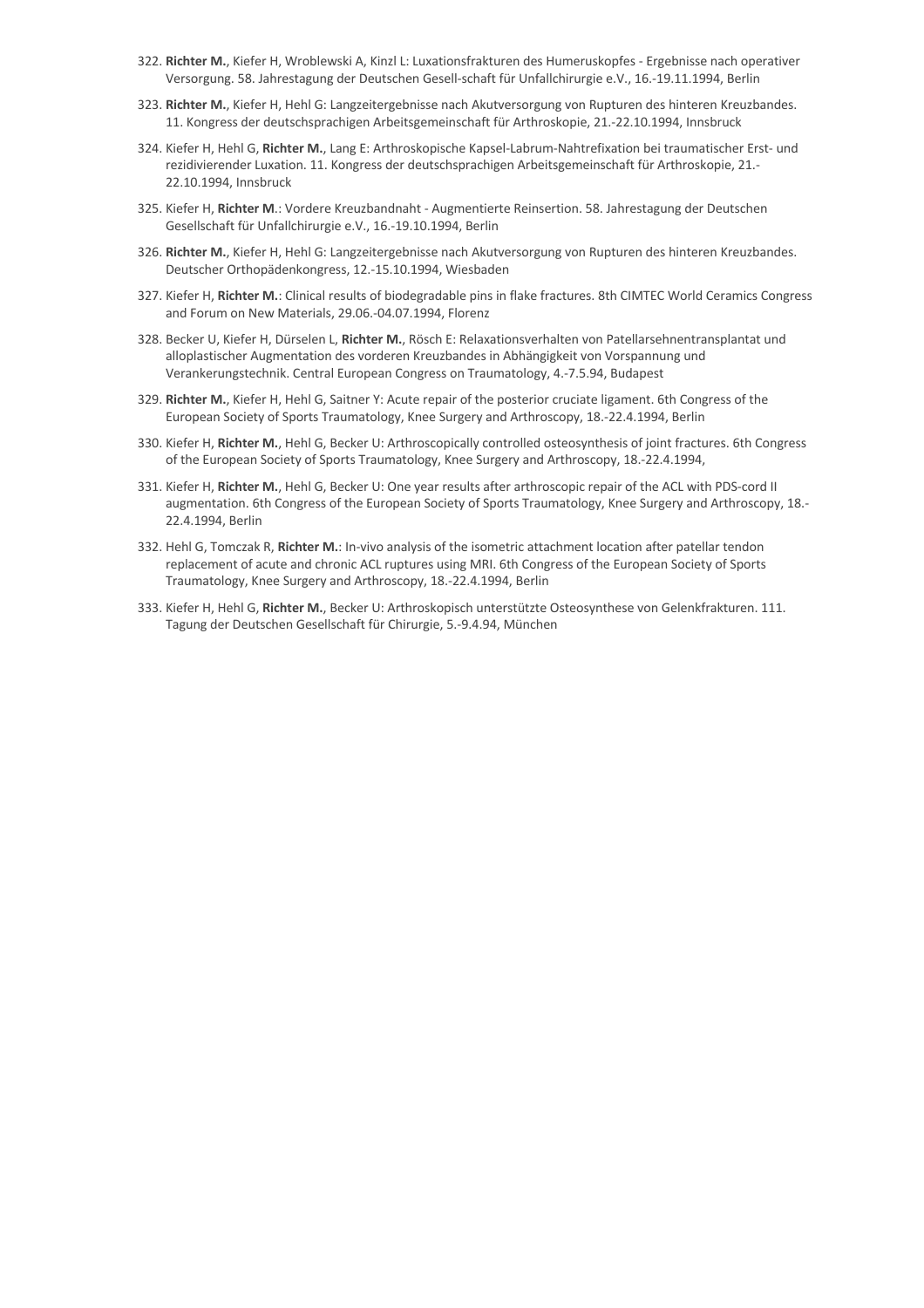322. **Richter M.**, Kiefer H, Wroblewski A, Kinzl L: Luxationsfrakturen des Humeruskopfes - Ergebnisse nach operativer Versorgung. 58. Jahrestagung der Deutschen Gesell-schaft für Unfallchirurgie e.V., 16.-19.11.1994, Berlin

323. **Richter M.**, Kiefer H, Hehl G: Langzeitergebnisse nach Akutversorgung von Rupturen des hinteren Kreuzbandes. 11. Kongress der deutschsprachigen Arbeitsgemeinschaft für Arthroskopie, 21.-22.10.1994, Innsbruck

324. Kiefer H, Hehl G, **Richter M.**, Lang E: Arthroskopische Kapsel-Labrum-Nahtrefixation bei traumatischer Erst- und rezidivierender Luxation. 11. Kongress der deutschsprachigen Arbeitsgemeinschaft für Arthroskopie, 21.-22.10.1994, Innsbruck

325. Kiefer H, **Richter M**.: Vordere Kreuzbandnaht - Augmentierte Reinsertion. 58. Jahrestagung der Deutschen Gesellschaft für Unfallchirurgie e.V., 16.-19.10.1994, Berlin

326. **Richter M.**, Kiefer H, Hehl G: Langzeitergebnisse nach Akutversorgung von Rupturen des hinteren Kreuzbandes. Deutscher Orthopädenkongress, 12.-15.10.1994, Wiesbaden

327. Kiefer H, **Richter M.**: Clinical results of biodegradable pins in flake fractures. 8th CIMTEC World Ceramics Congress and Forum on New Materials, 29.06.-04.07.1994, Florenz

328. Becker U, Kiefer H, Dürselen L, **Richter M.**, Rösch E: Relaxationsverhalten von Patellarsehnentransplantat und alloplastischer Augmentation des vorderen Kreuzbandes in Abhängigkeit von Vorspannung und Verankerungstechnik. Central European Congress on Traumatology, 4.-7.5.94, Budapest

329. **Richter M.**, Kiefer H, Hehl G, Saitner Y: Acute repair of the posterior cruciate ligament. 6th Congress of the European Society of Sports Traumatology, Knee Surgery and Arthroscopy, 18.-22.4.1994, Berlin

330. Kiefer H, **Richter M.**, Hehl G, Becker U: Arthroscopically controlled osteosynthesis of joint fractures. 6th Congress of the European Society of Sports Traumatology, Knee Surgery and Arthroscopy, 18.-22.4.1994,

331. Kiefer H, **Richter M.**, Hehl G, Becker U: One year results after arthroscopic repair of the ACL with PDS-cord II augmentation. 6th Congress of the European Society of Sports Traumatology, Knee Surgery and Arthroscopy, 18.-22.4.1994, Berlin

332. Hehl G, Tomczak R, **Richter M.**: In-vivo analysis of the isometric attachment location after patellar tendon replacement of acute and chronic ACL ruptures using MRI. 6th Congress of the European Society of Sports Traumatology, Knee Surgery and Arthroscopy, 18.-22.4.1994, Berlin

333. Kiefer H, Hehl G, **Richter M.**, Becker U: Arthroskopisch unterstützte Osteosynthese von Gelenkfrakturen. 111. Tagung der Deutschen Gesellschaft für Chirurgie, 5.-9.4.94, München